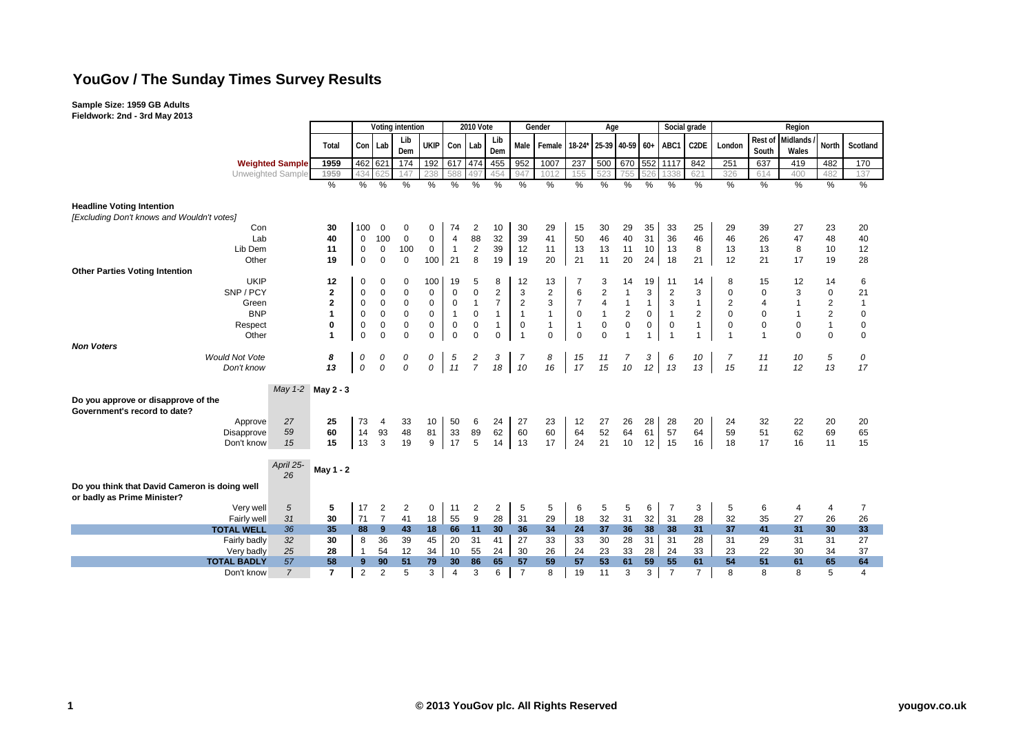# YouGov / The Sunday Times Survey Results

**Sample Size: 1959 GB Adults**
**Fieldwork: 2nd - 3rd May 2013**

| | | Total | Voting intention | | | | 2010 Vote | | | Gender | | Age | | | | Social grade | | Region | | | | |
|---|---|---|---|---|---|---|---|---|---|---|---|---|---|---|---|---|---|---|---|---|---|---|
| | | | Con | Lab | Lib Dem | UKIP | Con | Lab | Lib Dem | Male | Female | 18-24* | 25-39 | 40-59 | 60+ | ABC1 | C2DE | London | Rest of South | Midlands / Wales | North | Scotland |
| **Weighted Sample** | | 1959 | 462 | 621 | 174 | 192 | 617 | 474 | 455 | 952 | 1007 | 237 | 500 | 670 | 552 | 1117 | 842 | 251 | 637 | 419 | 482 | 170 |
| Unweighted Sample | | 1959 | 434 | 625 | 147 | 238 | 588 | 497 | 454 | 947 | 1012 | 155 | 523 | 755 | 526 | 1338 | 621 | 326 | 614 | 400 | 482 | 137 |
| | | % | % | % | % | % | % | % | % | % | % | % | % | % | % | % | % | % | % | % | % | % |
| **Headline Voting Intention** | | | | | | | | | | | | | | | | | | | | | | |
| *[Excluding Don't knows and Wouldn't votes]* | | | | | | | | | | | | | | | | | | | | | | |
| Con | | 30 | 100 | 0 | 0 | 0 | 74 | 2 | 10 | 30 | 29 | 15 | 30 | 29 | 35 | 33 | 25 | 29 | 39 | 27 | 23 | 20 |
| Lab | | 40 | 0 | 100 | 0 | 0 | 4 | 88 | 32 | 39 | 41 | 50 | 46 | 40 | 31 | 36 | 46 | 46 | 26 | 47 | 48 | 40 |
| Lib Dem | | 11 | 0 | 0 | 100 | 0 | 1 | 2 | 39 | 12 | 11 | 13 | 13 | 11 | 10 | 13 | 8 | 13 | 13 | 8 | 10 | 12 |
| Other | | 19 | 0 | 0 | 0 | 100 | 21 | 8 | 19 | 19 | 20 | 21 | 11 | 20 | 24 | 18 | 21 | 12 | 21 | 17 | 19 | 28 |
| **Other Parties Voting Intention** | | | | | | | | | | | | | | | | | | | | | | |
| UKIP | | 12 | 0 | 0 | 0 | 100 | 19 | 5 | 8 | 12 | 13 | 7 | 3 | 14 | 19 | 11 | 14 | 8 | 15 | 12 | 14 | 6 |
| SNP / PCY | | 2 | 0 | 0 | 0 | 0 | 0 | 0 | 2 | 3 | 2 | 6 | 2 | 1 | 3 | 2 | 3 | 0 | 0 | 3 | 0 | 21 |
| Green | | 2 | 0 | 0 | 0 | 0 | 0 | 1 | 7 | 2 | 3 | 7 | 4 | 1 | 1 | 3 | 1 | 2 | 4 | 1 | 2 | 1 |
| BNP | | 1 | 0 | 0 | 0 | 0 | 1 | 0 | 1 | 1 | 1 | 0 | 1 | 2 | 0 | 1 | 2 | 0 | 0 | 1 | 2 | 0 |
| Respect | | 0 | 0 | 0 | 0 | 0 | 0 | 0 | 1 | 0 | 1 | 1 | 0 | 0 | 0 | 0 | 1 | 0 | 0 | 0 | 1 | 0 |
| Other | | 1 | 0 | 0 | 0 | 0 | 0 | 0 | 0 | 1 | 0 | 0 | 0 | 1 | 1 | 1 | 1 | 1 | 1 | 0 | 0 | 0 |
| ***Non Voters*** | | | | | | | | | | | | | | | | | | | | | | |
| *Would Not Vote* | | *8* | *0* | *0* | *0* | *0* | *5* | *2* | *3* | *7* | *8* | *15* | *11* | *7* | *3* | *6* | *10* | *7* | *11* | *10* | *5* | *0* |
| *Don't know* | | *13* | *0* | *0* | *0* | *0* | *11* | *7* | *18* | *10* | *16* | *17* | *15* | *10* | *12* | *13* | *13* | *15* | *11* | *12* | *13* | *17* |
| | *May 1-2* | **May 2 - 3** | | | | | | | | | | | | | | | | | | | | |
| **Do you approve or disapprove of the Government's record to date?** | | | | | | | | | | | | | | | | | | | | | | |
| Approve | *27* | 25 | 73 | 4 | 33 | 10 | 50 | 6 | 24 | 27 | 23 | 12 | 27 | 26 | 28 | 28 | 20 | 24 | 32 | 22 | 20 | 20 |
| Disapprove | *59* | 60 | 14 | 93 | 48 | 81 | 33 | 89 | 62 | 60 | 60 | 64 | 52 | 64 | 61 | 57 | 64 | 59 | 51 | 62 | 69 | 65 |
| Don't know | *15* | 15 | 13 | 3 | 19 | 9 | 17 | 5 | 14 | 13 | 17 | 24 | 21 | 10 | 12 | 15 | 16 | 18 | 17 | 16 | 11 | 15 |
| | *April 25-26* | **May 1 - 2** | | | | | | | | | | | | | | | | | | | | |
| **Do you think that David Cameron is doing well or badly as Prime Minister?** | | | | | | | | | | | | | | | | | | | | | | |
| Very well | *5* | 5 | 17 | 2 | 2 | 0 | 11 | 2 | 2 | 5 | 5 | 6 | 5 | 5 | 6 | 7 | 3 | 5 | 6 | 4 | 4 | 7 |
| Fairly well | *31* | 30 | 71 | 7 | 41 | 18 | 55 | 9 | 28 | 31 | 29 | 18 | 32 | 31 | 32 | 31 | 28 | 32 | 35 | 27 | 26 | 26 |
| **TOTAL WELL** | *36* | **35** | **88** | **9** | **43** | **18** | **66** | **11** | **30** | **36** | **34** | **24** | **37** | **36** | **38** | **38** | **31** | **37** | **41** | **31** | **30** | **33** |
| Fairly badly | *32* | 30 | 8 | 36 | 39 | 45 | 20 | 31 | 41 | 27 | 33 | 33 | 30 | 28 | 31 | 31 | 28 | 31 | 29 | 31 | 31 | 27 |
| Very badly | *25* | 28 | 1 | 54 | 12 | 34 | 10 | 55 | 24 | 30 | 26 | 24 | 23 | 33 | 28 | 24 | 33 | 23 | 22 | 30 | 34 | 37 |
| **TOTAL BADLY** | *57* | **58** | **9** | **90** | **51** | **79** | **30** | **86** | **65** | **57** | **59** | **57** | **53** | **61** | **59** | **55** | **61** | **54** | **51** | **61** | **65** | **64** |
| Don't know | *7* | 7 | 2 | 2 | 5 | 3 | 4 | 3 | 6 | 7 | 8 | 19 | 11 | 3 | 3 | 7 | 7 | 8 | 8 | 8 | 5 | 4 |

© 2013 YouGov plc. All Rights Reserved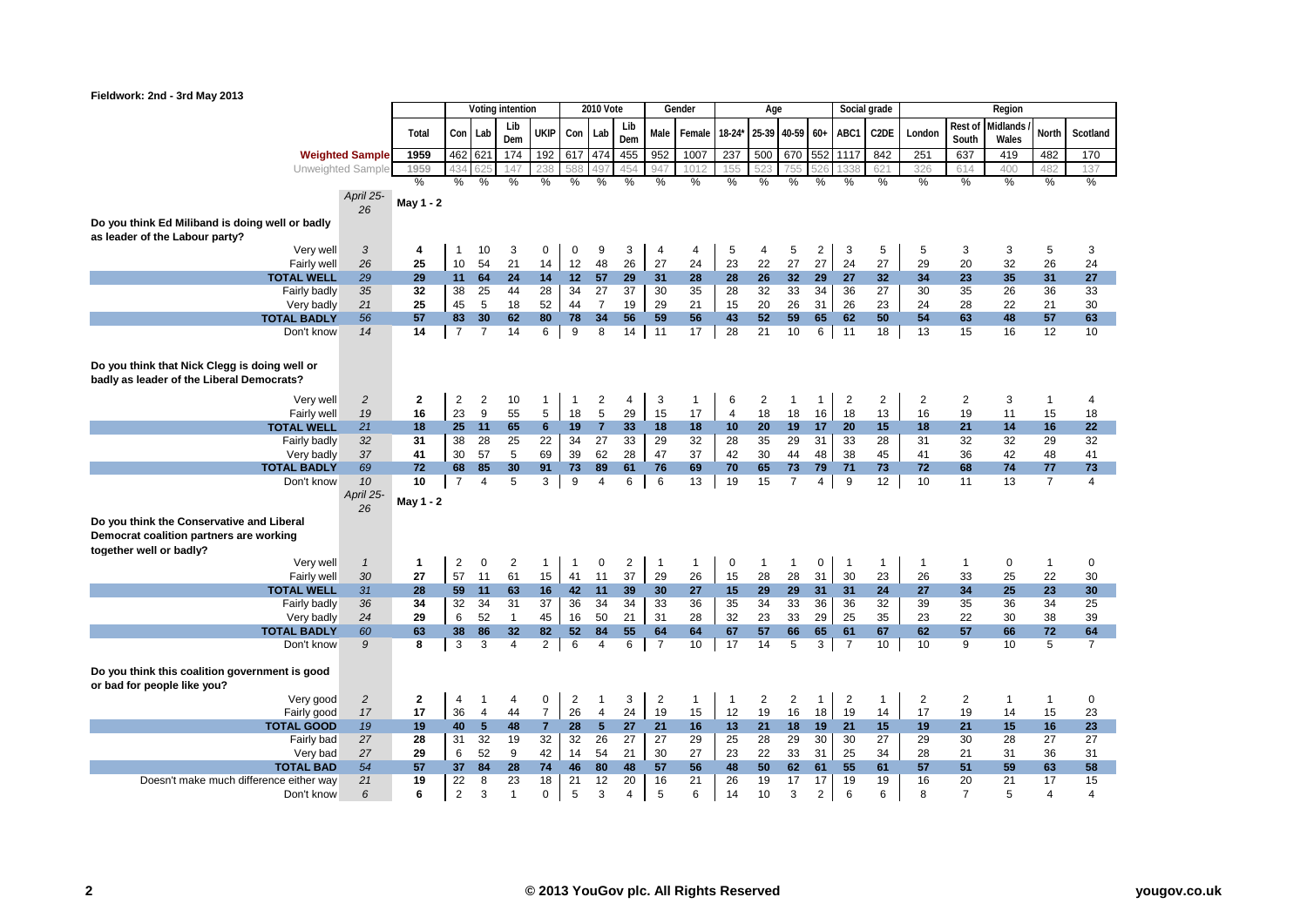Fieldwork: 2nd - 3rd May 2013

| | | Total | Voting intention | | | | 2010 Vote | | | Gender | | Age | | | | Social grade | | Region | | | | |
|---|---|---|---|---|---|---|---|---|---|---|---|---|---|---|---|---|---|---|---|---|---|---|
| | | | Con | Lab | Lib Dem | UKIP | Con | Lab | Lib Dem | Male | Female | 18-24* | 25-39 | 40-59 | 60+ | ABC1 | C2DE | London | Rest of South | Midlands / Wales | North | Scotland |
| **Weighted Sample** | | 1959 | 462 | 621 | 174 | 192 | 617 | 474 | 455 | 952 | 1007 | 237 | 500 | 670 | 552 | 1117 | 842 | 251 | 637 | 419 | 482 | 170 |
| Unweighted Sample | | 1959 | 434 | 625 | 147 | 238 | 588 | 497 | 454 | 947 | 1012 | 155 | 523 | 755 | 526 | 1338 | 621 | 326 | 614 | 400 | 482 | 137 |
| | | % | % | % | % | % | % | % | % | % | % | % | % | % | % | % | % | % | % | % | % | % |
| | April 25-26 | May 1 - 2 | | | | | | | | | | | | | | | | | | | | |
| **Do you think Ed Miliband is doing well or badly as leader of the Labour party?** | | | | | | | | | | | | | | | | | | | | | | |
| Very well | 3 | 4 | 1 | 10 | 3 | 0 | 0 | 9 | 3 | 4 | 4 | 5 | 4 | 5 | 2 | 3 | 5 | 5 | 3 | 3 | 5 | 3 |
| Fairly well | 26 | 25 | 10 | 54 | 21 | 14 | 12 | 48 | 26 | 27 | 24 | 23 | 22 | 27 | 27 | 24 | 27 | 29 | 20 | 32 | 26 | 24 |
| **TOTAL WELL** | 29 | 29 | 11 | 64 | 24 | 14 | 12 | 57 | 29 | 31 | 28 | 28 | 26 | 32 | 29 | 27 | 32 | 34 | 23 | 35 | 31 | 27 |
| Fairly badly | 35 | 32 | 38 | 25 | 44 | 28 | 34 | 27 | 37 | 30 | 35 | 28 | 32 | 33 | 34 | 36 | 27 | 30 | 35 | 26 | 36 | 33 |
| Very badly | 21 | 25 | 45 | 5 | 18 | 52 | 44 | 7 | 19 | 29 | 21 | 15 | 20 | 26 | 31 | 26 | 23 | 24 | 28 | 22 | 21 | 30 |
| **TOTAL BADLY** | 56 | 57 | 83 | 30 | 62 | 80 | 78 | 34 | 56 | 59 | 56 | 43 | 52 | 59 | 65 | 62 | 50 | 54 | 63 | 48 | 57 | 63 |
| Don't know | 14 | 14 | 7 | 7 | 14 | 6 | 9 | 8 | 14 | 11 | 17 | 28 | 21 | 10 | 6 | 11 | 18 | 13 | 15 | 16 | 12 | 10 |
| **Do you think that Nick Clegg is doing well or badly as leader of the Liberal Democrats?** | | | | | | | | | | | | | | | | | | | | | | |
| Very well | 2 | 2 | 2 | 2 | 10 | 1 | 1 | 2 | 4 | 3 | 1 | 6 | 2 | 1 | 1 | 2 | 2 | 2 | 2 | 3 | 1 | 4 |
| Fairly well | 19 | 16 | 23 | 9 | 55 | 5 | 18 | 5 | 29 | 15 | 17 | 4 | 18 | 18 | 16 | 18 | 13 | 16 | 19 | 11 | 15 | 18 |
| **TOTAL WELL** | 21 | 18 | 25 | 11 | 65 | 6 | 19 | 7 | 33 | 18 | 18 | 10 | 20 | 19 | 17 | 20 | 15 | 18 | 21 | 14 | 16 | 22 |
| Fairly badly | 32 | 31 | 38 | 28 | 25 | 22 | 34 | 27 | 33 | 29 | 32 | 28 | 35 | 29 | 31 | 33 | 28 | 31 | 32 | 32 | 29 | 32 |
| Very badly | 37 | 41 | 30 | 57 | 5 | 69 | 39 | 62 | 28 | 47 | 37 | 42 | 30 | 44 | 48 | 38 | 45 | 41 | 36 | 42 | 48 | 41 |
| **TOTAL BADLY** | 69 | 72 | 68 | 85 | 30 | 91 | 73 | 89 | 61 | 76 | 69 | 70 | 65 | 73 | 79 | 71 | 73 | 72 | 68 | 74 | 77 | 73 |
| Don't know | 10 | 10 | 7 | 4 | 5 | 3 | 9 | 4 | 6 | 6 | 13 | 19 | 15 | 7 | 4 | 9 | 12 | 10 | 11 | 13 | 7 | 4 |
| | April 25-26 | May 1 - 2 | | | | | | | | | | | | | | | | | | | | |
| **Do you think the Conservative and Liberal Democrat coalition partners are working together well or badly?** | | | | | | | | | | | | | | | | | | | | | | |
| Very well | 1 | 1 | 2 | 0 | 2 | 1 | 1 | 0 | 2 | 1 | 1 | 0 | 1 | 1 | 0 | 1 | 1 | 1 | 1 | 0 | 1 | 0 |
| Fairly well | 30 | 27 | 57 | 11 | 61 | 15 | 41 | 11 | 37 | 29 | 26 | 15 | 28 | 28 | 31 | 30 | 23 | 26 | 33 | 25 | 22 | 30 |
| **TOTAL WELL** | 31 | 28 | 59 | 11 | 63 | 16 | 42 | 11 | 39 | 30 | 27 | 15 | 29 | 29 | 31 | 31 | 24 | 27 | 34 | 25 | 23 | 30 |
| Fairly badly | 36 | 34 | 32 | 34 | 31 | 37 | 36 | 34 | 34 | 33 | 36 | 35 | 34 | 33 | 36 | 36 | 32 | 39 | 35 | 36 | 34 | 25 |
| Very badly | 24 | 29 | 6 | 52 | 1 | 45 | 16 | 50 | 21 | 31 | 28 | 32 | 23 | 33 | 29 | 25 | 35 | 23 | 22 | 30 | 38 | 39 |
| **TOTAL BADLY** | 60 | 63 | 38 | 86 | 32 | 82 | 52 | 84 | 55 | 64 | 64 | 67 | 57 | 66 | 65 | 61 | 67 | 62 | 57 | 66 | 72 | 64 |
| Don't know | 9 | 8 | 3 | 3 | 4 | 2 | 6 | 4 | 6 | 7 | 10 | 17 | 14 | 5 | 3 | 7 | 10 | 10 | 9 | 10 | 5 | 7 |
| **Do you think this coalition government is good or bad for people like you?** | | | | | | | | | | | | | | | | | | | | | | |
| Very good | 2 | 2 | 4 | 1 | 4 | 0 | 2 | 1 | 3 | 2 | 1 | 1 | 2 | 2 | 1 | 2 | 1 | 2 | 2 | 1 | 1 | 0 |
| Fairly good | 17 | 17 | 36 | 4 | 44 | 7 | 26 | 4 | 24 | 19 | 15 | 12 | 19 | 16 | 18 | 19 | 14 | 17 | 19 | 14 | 15 | 23 |
| **TOTAL GOOD** | 19 | 19 | 40 | 5 | 48 | 7 | 28 | 5 | 27 | 21 | 16 | 13 | 21 | 18 | 19 | 21 | 15 | 19 | 21 | 15 | 16 | 23 |
| Fairly bad | 27 | 28 | 31 | 32 | 19 | 32 | 32 | 26 | 27 | 27 | 29 | 25 | 28 | 29 | 30 | 30 | 27 | 29 | 30 | 28 | 27 | 27 |
| Very bad | 27 | 29 | 6 | 52 | 9 | 42 | 14 | 54 | 21 | 30 | 27 | 23 | 22 | 33 | 31 | 25 | 34 | 28 | 21 | 31 | 36 | 31 |
| **TOTAL BAD** | 54 | 57 | 37 | 84 | 28 | 74 | 46 | 80 | 48 | 57 | 56 | 48 | 50 | 62 | 61 | 55 | 61 | 57 | 51 | 59 | 63 | 58 |
| Doesn't make much difference either way | 21 | 19 | 22 | 8 | 23 | 18 | 21 | 12 | 20 | 16 | 21 | 26 | 19 | 17 | 17 | 19 | 19 | 16 | 20 | 21 | 17 | 15 |
| Don't know | 6 | 6 | 2 | 3 | 1 | 0 | 5 | 3 | 4 | 5 | 6 | 14 | 10 | 3 | 2 | 6 | 6 | 8 | 7 | 5 | 4 | 4 |

© 2013 YouGov plc. All Rights Reserved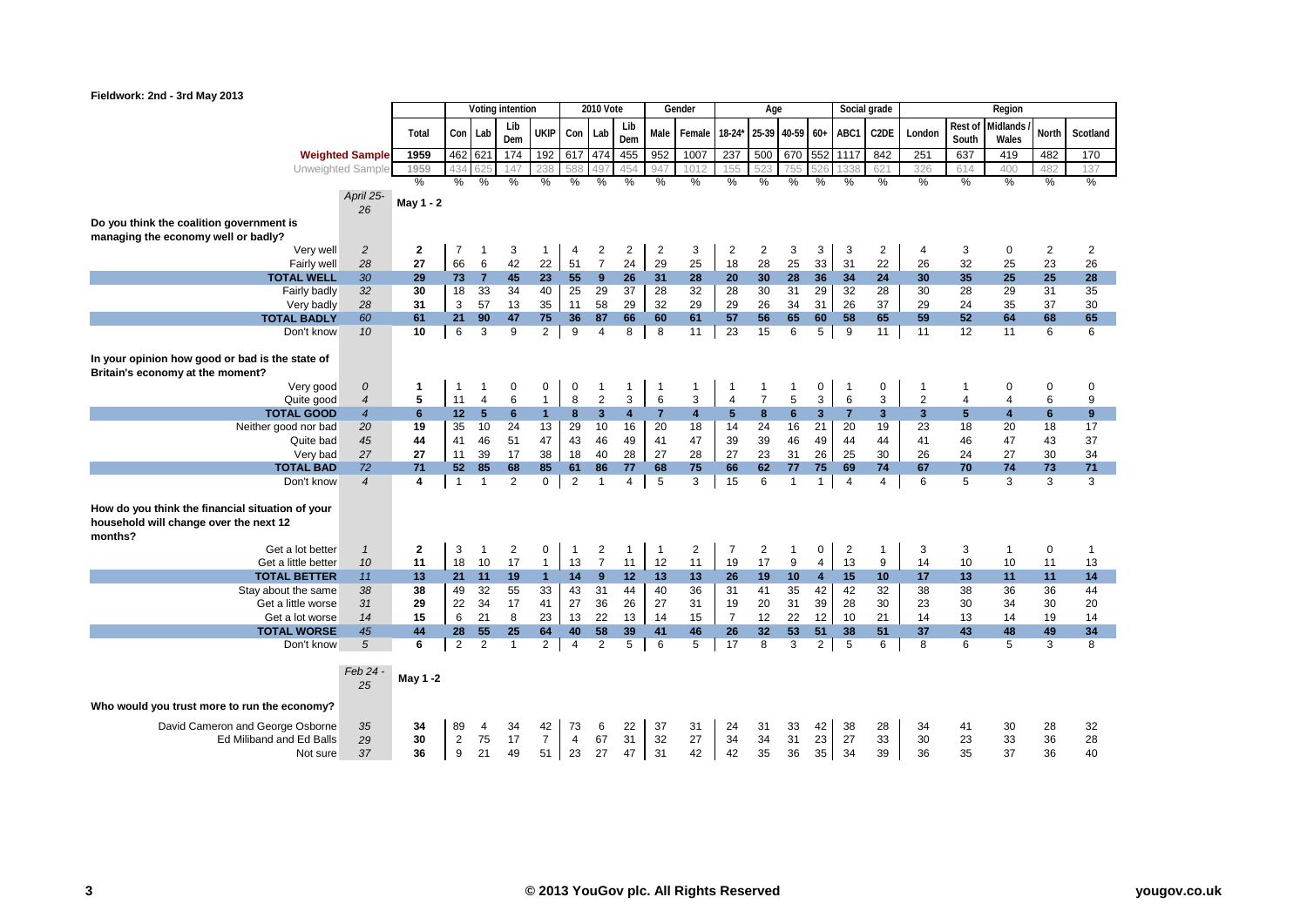Fieldwork: 2nd - 3rd May 2013

| | | Total | Voting intention | | | | 2010 Vote | | | Gender | | Age | | | | Social grade | | Region | | | | |
|---|---|---|---|---|---|---|---|---|---|---|---|---|---|---|---|---|---|---|---|---|---|---|
| | | | Con | Lab | Lib Dem | UKIP | Con | Lab | Lib Dem | Male | Female | 18-24* | 25-39 | 40-59 | 60+ | ABC1 | C2DE | London | Rest of South | Midlands / Wales | North | Scotland |
| Weighted Sample | | 1959 | 462 | 621 | 174 | 192 | 617 | 474 | 455 | 952 | 1007 | 237 | 500 | 670 | 552 | 1117 | 842 | 251 | 637 | 419 | 482 | 170 |
| Unweighted Sample | | 1959 | 434 | 625 | 147 | 238 | 588 | 497 | 454 | 947 | 1012 | 155 | 523 | 755 | 526 | 1338 | 621 | 326 | 614 | 400 | 482 | 137 |
| | | % | % | % | % | % | % | % | % | % | % | % | % | % | % | % | % | % | % | % | % | % |
| | April 25-26 | May 1 - 2 | | | | | | | | | | | | | | | | | | | | |
| **Do you think the coalition government is managing the economy well or badly?** | | | | | | | | | | | | | | | | | | | | | | |
| Very well | 2 | 2 | 7 | 1 | 3 | 1 | 4 | 2 | 2 | 2 | 3 | 2 | 2 | 3 | 3 | 3 | 2 | 4 | 3 | 0 | 2 | 2 |
| Fairly well | 28 | 27 | 66 | 6 | 42 | 22 | 51 | 7 | 24 | 29 | 25 | 18 | 28 | 25 | 33 | 31 | 22 | 26 | 32 | 25 | 23 | 26 |
| TOTAL WELL | 30 | 29 | 73 | 7 | 45 | 23 | 55 | 9 | 26 | 31 | 28 | 20 | 30 | 28 | 36 | 34 | 24 | 30 | 35 | 25 | 25 | 28 |
| Fairly badly | 32 | 30 | 18 | 33 | 34 | 40 | 25 | 29 | 37 | 28 | 32 | 28 | 30 | 31 | 29 | 32 | 28 | 30 | 28 | 29 | 31 | 35 |
| Very badly | 28 | 31 | 3 | 57 | 13 | 35 | 11 | 58 | 29 | 32 | 29 | 29 | 26 | 34 | 31 | 26 | 37 | 29 | 24 | 35 | 37 | 30 |
| TOTAL BADLY | 60 | 61 | 21 | 90 | 47 | 75 | 36 | 87 | 66 | 60 | 61 | 57 | 56 | 65 | 60 | 58 | 65 | 59 | 52 | 64 | 68 | 65 |
| Don't know | 10 | 10 | 6 | 3 | 9 | 2 | 9 | 4 | 8 | 8 | 11 | 23 | 15 | 6 | 5 | 9 | 11 | 11 | 12 | 11 | 6 | 6 |
| **In your opinion how good or bad is the state of Britain's economy at the moment?** | | | | | | | | | | | | | | | | | | | | | | |
| Very good | 0 | 1 | 1 | 1 | 0 | 0 | 0 | 1 | 1 | 1 | 1 | 1 | 1 | 1 | 0 | 1 | 0 | 1 | 1 | 0 | 0 | 0 |
| Quite good | 4 | 5 | 11 | 4 | 6 | 1 | 8 | 2 | 3 | 6 | 3 | 4 | 7 | 5 | 3 | 6 | 3 | 2 | 4 | 4 | 6 | 9 |
| TOTAL GOOD | 4 | 6 | 12 | 5 | 6 | 1 | 8 | 3 | 4 | 7 | 4 | 5 | 8 | 6 | 3 | 7 | 3 | 3 | 5 | 4 | 6 | 9 |
| Neither good nor bad | 20 | 19 | 35 | 10 | 24 | 13 | 29 | 10 | 16 | 20 | 18 | 14 | 24 | 16 | 21 | 20 | 19 | 23 | 18 | 20 | 18 | 17 |
| Quite bad | 45 | 44 | 41 | 46 | 51 | 47 | 43 | 46 | 49 | 41 | 47 | 39 | 39 | 46 | 49 | 44 | 44 | 41 | 46 | 47 | 43 | 37 |
| Very bad | 27 | 27 | 11 | 39 | 17 | 38 | 18 | 40 | 28 | 27 | 28 | 27 | 23 | 31 | 26 | 25 | 30 | 26 | 24 | 27 | 30 | 34 |
| TOTAL BAD | 72 | 71 | 52 | 85 | 68 | 85 | 61 | 86 | 77 | 68 | 75 | 66 | 62 | 77 | 75 | 69 | 74 | 67 | 70 | 74 | 73 | 71 |
| Don't know | 4 | 4 | 1 | 1 | 2 | 0 | 2 | 1 | 4 | 5 | 3 | 15 | 6 | 1 | 1 | 4 | 4 | 6 | 5 | 3 | 3 | 3 |
| **How do you think the financial situation of your household will change over the next 12 months?** | | | | | | | | | | | | | | | | | | | | | | |
| Get a lot better | 1 | 2 | 3 | 1 | 2 | 0 | 1 | 2 | 1 | 1 | 2 | 7 | 2 | 1 | 0 | 2 | 1 | 3 | 3 | 1 | 0 | 1 |
| Get a little better | 10 | 11 | 18 | 10 | 17 | 1 | 13 | 7 | 11 | 12 | 11 | 19 | 17 | 9 | 4 | 13 | 9 | 14 | 10 | 10 | 11 | 13 |
| TOTAL BETTER | 11 | 13 | 21 | 11 | 19 | 1 | 14 | 9 | 12 | 13 | 13 | 26 | 19 | 10 | 4 | 15 | 10 | 17 | 13 | 11 | 11 | 14 |
| Stay about the same | 38 | 38 | 49 | 32 | 55 | 33 | 43 | 31 | 44 | 40 | 36 | 31 | 41 | 35 | 42 | 42 | 32 | 38 | 38 | 36 | 36 | 44 |
| Get a little worse | 31 | 29 | 22 | 34 | 17 | 41 | 27 | 36 | 26 | 27 | 31 | 19 | 20 | 31 | 39 | 28 | 30 | 23 | 30 | 34 | 30 | 20 |
| Get a lot worse | 14 | 15 | 6 | 21 | 8 | 23 | 13 | 22 | 13 | 14 | 15 | 7 | 12 | 22 | 12 | 10 | 21 | 14 | 13 | 14 | 19 | 14 |
| TOTAL WORSE | 45 | 44 | 28 | 55 | 25 | 64 | 40 | 58 | 39 | 41 | 46 | 26 | 32 | 53 | 51 | 38 | 51 | 37 | 43 | 48 | 49 | 34 |
| Don't know | 5 | 6 | 2 | 2 | 1 | 2 | 4 | 2 | 5 | 6 | 5 | 17 | 8 | 3 | 2 | 5 | 6 | 8 | 6 | 5 | 3 | 8 |
| | Feb 24 - 25 | May 1 -2 | | | | | | | | | | | | | | | | | | | | |
| **Who would you trust more to run the economy?** | | | | | | | | | | | | | | | | | | | | | | |
| David Cameron and George Osborne | 35 | 34 | 89 | 4 | 34 | 42 | 73 | 6 | 22 | 37 | 31 | 24 | 31 | 33 | 42 | 38 | 28 | 34 | 41 | 30 | 28 | 32 |
| Ed Miliband and Ed Balls | 29 | 30 | 2 | 75 | 17 | 7 | 4 | 67 | 31 | 32 | 27 | 34 | 34 | 31 | 23 | 27 | 33 | 30 | 23 | 33 | 36 | 28 |
| Not sure | 37 | 36 | 9 | 21 | 49 | 51 | 23 | 27 | 47 | 31 | 42 | 42 | 35 | 36 | 35 | 34 | 39 | 36 | 35 | 37 | 36 | 40 |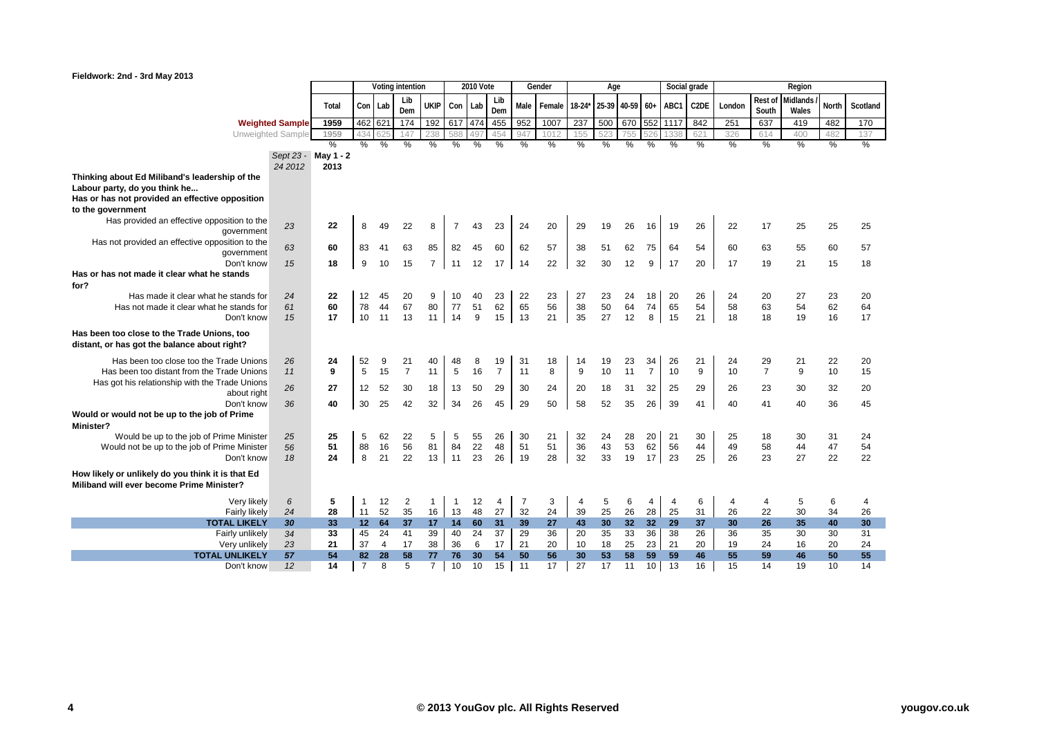**Fieldwork: 2nd - 3rd May 2013**

| | Sept 23 - 24 2012 | Total | Voting intention | | | | 2010 Vote | | | Gender | | Age | | | | Social grade | | Region | | | | |
|---|---|---|---|---|---|---|---|---|---|---|---|---|---|---|---|---|---|---|---|---|---|---|
| | | | Con | Lab | Lib Dem | UKIP | Con | Lab | Lib Dem | Male | Female | 18-24* | 25-39 | 40-59 | 60+ | ABC1 | C2DE | London | Rest of South | Midlands / Wales | North | Scotland |
| **Weighted Sample** | | 1959 | 462 | 621 | 174 | 192 | 617 | 474 | 455 | 952 | 1007 | 237 | 500 | 670 | 552 | 1117 | 842 | 251 | 637 | 419 | 482 | 170 |
| Unweighted Sample | | 1959 | 434 | 625 | 147 | 238 | 588 | 497 | 454 | 947 | 1012 | 155 | 523 | 755 | 526 | 1338 | 621 | 326 | 614 | 400 | 482 | 137 |
| | | May 1 - 2 2013 | % | % | % | % | % | % | % | % | % | % | % | % | % | % | % | % | % | % | % | % |
| **Thinking about Ed Miliband's leadership of the Labour party, do you think he... Has or has not provided an effective opposition to the government** | | | | | | | | | | | | | | | | | | | | | | |
| Has provided an effective opposition to the government | 23 | 22 | 8 | 49 | 22 | 8 | 7 | 43 | 23 | 24 | 20 | 29 | 19 | 26 | 16 | 19 | 26 | 22 | 17 | 25 | 25 | 25 |
| Has not provided an effective opposition to the government | 63 | 60 | 83 | 41 | 63 | 85 | 82 | 45 | 60 | 62 | 57 | 38 | 51 | 62 | 75 | 64 | 54 | 60 | 63 | 55 | 60 | 57 |
| Don't know | 15 | 18 | 9 | 10 | 15 | 7 | 11 | 12 | 17 | 14 | 22 | 32 | 30 | 12 | 9 | 17 | 20 | 17 | 19 | 21 | 15 | 18 |
| **Has or has not made it clear what he stands for?** | | | | | | | | | | | | | | | | | | | | | | |
| Has made it clear what he stands for | 24 | 22 | 12 | 45 | 20 | 9 | 10 | 40 | 23 | 22 | 23 | 27 | 23 | 24 | 18 | 20 | 26 | 24 | 20 | 27 | 23 | 20 |
| Has not made it clear what he stands for | 61 | 60 | 78 | 44 | 67 | 80 | 77 | 51 | 62 | 65 | 56 | 38 | 50 | 64 | 74 | 65 | 54 | 58 | 63 | 54 | 62 | 64 |
| Don't know | 15 | 17 | 10 | 11 | 13 | 11 | 14 | 9 | 15 | 13 | 21 | 35 | 27 | 12 | 8 | 15 | 21 | 18 | 18 | 19 | 16 | 17 |
| **Has been too close to the Trade Unions, too distant, or has got the balance about right?** | | | | | | | | | | | | | | | | | | | | | | |
| Has been too close too the Trade Unions | 26 | 24 | 52 | 9 | 21 | 40 | 48 | 8 | 19 | 31 | 18 | 14 | 19 | 23 | 34 | 26 | 21 | 24 | 29 | 21 | 22 | 20 |
| Has been too distant from the Trade Unions | 11 | 9 | 5 | 15 | 7 | 11 | 5 | 16 | 7 | 11 | 8 | 9 | 10 | 11 | 7 | 10 | 9 | 10 | 7 | 9 | 10 | 15 |
| Has got his relationship with the Trade Unions about right | 26 | 27 | 12 | 52 | 30 | 18 | 13 | 50 | 29 | 30 | 24 | 20 | 18 | 31 | 32 | 25 | 29 | 26 | 23 | 30 | 32 | 20 |
| Don't know | 36 | 40 | 30 | 25 | 42 | 32 | 34 | 26 | 45 | 29 | 50 | 58 | 52 | 35 | 26 | 39 | 41 | 40 | 41 | 40 | 36 | 45 |
| **Would or would not be up to the job of Prime Minister?** | | | | | | | | | | | | | | | | | | | | | | |
| Would be up to the job of Prime Minister | 25 | 25 | 5 | 62 | 22 | 5 | 5 | 55 | 26 | 30 | 21 | 32 | 24 | 28 | 20 | 21 | 30 | 25 | 18 | 30 | 31 | 24 |
| Would not be up to the job of Prime Minister | 56 | 51 | 88 | 16 | 56 | 81 | 84 | 22 | 48 | 51 | 51 | 36 | 43 | 53 | 62 | 56 | 44 | 49 | 58 | 44 | 47 | 54 |
| Don't know | 18 | 24 | 8 | 21 | 22 | 13 | 11 | 23 | 26 | 19 | 28 | 32 | 33 | 19 | 17 | 23 | 25 | 26 | 23 | 27 | 22 | 22 |
| **How likely or unlikely do you think it is that Ed Miliband will ever become Prime Minister?** | | | | | | | | | | | | | | | | | | | | | | |
| Very likely | 6 | 5 | 1 | 12 | 2 | 1 | 1 | 12 | 4 | 7 | 3 | 4 | 5 | 6 | 4 | 4 | 6 | 4 | 4 | 5 | 6 | 4 |
| Fairly likely | 24 | 28 | 11 | 52 | 35 | 16 | 13 | 48 | 27 | 32 | 24 | 39 | 25 | 26 | 28 | 25 | 31 | 26 | 22 | 30 | 34 | 26 |
| **TOTAL LIKELY** | 30 | 33 | 12 | 64 | 37 | 17 | 14 | 60 | 31 | 39 | 27 | 43 | 30 | 32 | 32 | 29 | 37 | 30 | 26 | 35 | 40 | 30 |
| Fairly unlikely | 34 | 33 | 45 | 24 | 41 | 39 | 40 | 24 | 37 | 29 | 36 | 20 | 35 | 33 | 36 | 38 | 26 | 36 | 35 | 30 | 30 | 31 |
| Very unlikely | 23 | 21 | 37 | 4 | 17 | 38 | 36 | 6 | 17 | 21 | 20 | 10 | 18 | 25 | 23 | 21 | 20 | 19 | 24 | 16 | 20 | 24 |
| **TOTAL UNLIKELY** | 57 | 54 | 82 | 28 | 58 | 77 | 76 | 30 | 54 | 50 | 56 | 30 | 53 | 58 | 59 | 59 | 46 | 55 | 59 | 46 | 50 | 55 |
| Don't know | 12 | 14 | 7 | 8 | 5 | 7 | 10 | 10 | 15 | 11 | 17 | 27 | 17 | 11 | 10 | 13 | 16 | 15 | 14 | 19 | 10 | 14 |

© 2013 YouGov plc. All Rights Reserved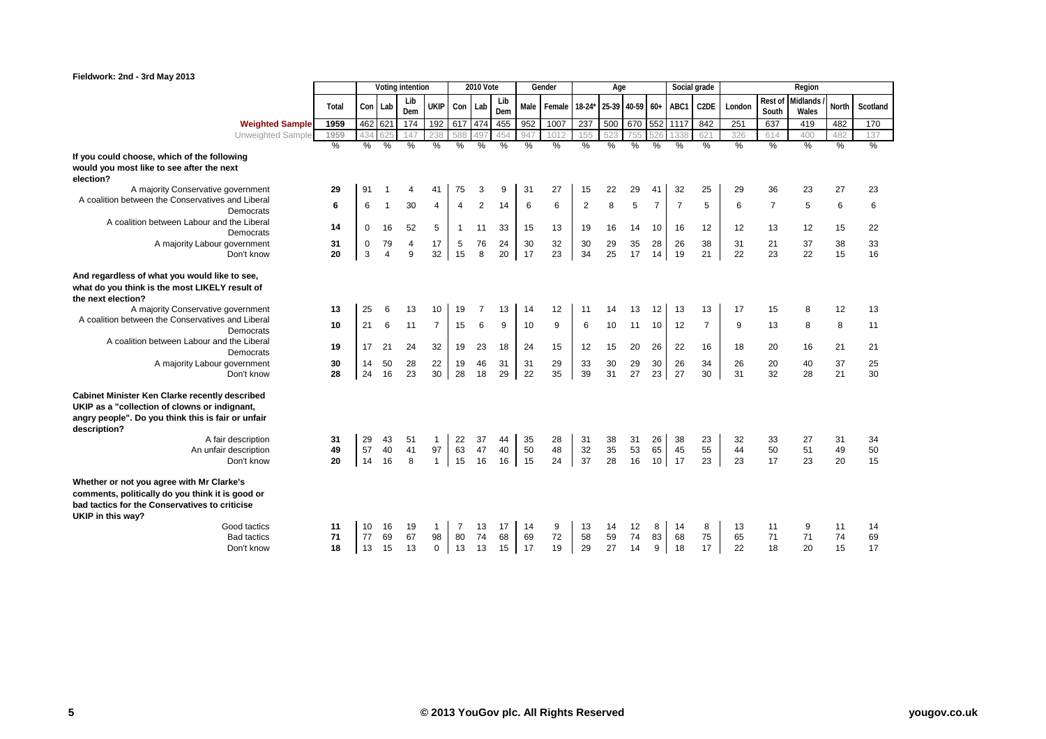**Fieldwork: 2nd - 3rd May 2013**

| | Total | Voting intention | | | | 2010 Vote | | | Gender | | Age | | | | Social grade | | Region | | | | |
|---|---|---|---|---|---|---|---|---|---|---|---|---|---|---|---|---|---|---|---|---|---|
| | | Con | Lab | Lib Dem | UKIP | Con | Lab | Lib Dem | Male | Female | 18-24* | 25-39 | 40-59 | 60+ | ABC1 | C2DE | London | Rest of South | Midlands / Wales | North | Scotland |
| **Weighted Sample** | 1959 | 462 | 621 | 174 | 192 | 617 | 474 | 455 | 952 | 1007 | 237 | 500 | 670 | 552 | 1117 | 842 | 251 | 637 | 419 | 482 | 170 |
| Unweighted Sample | 1959 | 434 | 625 | 147 | 238 | 588 | 497 | 454 | 947 | 1012 | 155 | 523 | 755 | 526 | 1338 | 621 | 326 | 614 | 400 | 482 | 137 |
| | % | % | % | % | % | % | % | % | % | % | % | % | % | % | % | % | % | % | % | % | % |
| **If you could choose, which of the following would you most like to see after the next election?** | | | | | | | | | | | | | | | | | | | | | |
| A majority Conservative government | 29 | 91 | 1 | 4 | 41 | 75 | 3 | 9 | 31 | 27 | 15 | 22 | 29 | 41 | 32 | 25 | 29 | 36 | 23 | 27 | 23 |
| A coalition between the Conservatives and Liberal Democrats | 6 | 6 | 1 | 30 | 4 | 4 | 2 | 14 | 6 | 6 | 2 | 8 | 5 | 7 | 7 | 5 | 6 | 7 | 5 | 6 | 6 |
| A coalition between Labour and the Liberal Democrats | 14 | 0 | 16 | 52 | 5 | 1 | 11 | 33 | 15 | 13 | 19 | 16 | 14 | 10 | 16 | 12 | 12 | 13 | 12 | 15 | 22 |
| A majority Labour government | 31 | 0 | 79 | 4 | 17 | 5 | 76 | 24 | 30 | 32 | 30 | 29 | 35 | 28 | 26 | 38 | 31 | 21 | 37 | 38 | 33 |
| Don't know | 20 | 3 | 4 | 9 | 32 | 15 | 8 | 20 | 17 | 23 | 34 | 25 | 17 | 14 | 19 | 21 | 22 | 23 | 22 | 15 | 16 |
| **And regardless of what you would like to see, what do you think is the most LIKELY result of the next election?** | | | | | | | | | | | | | | | | | | | | | |
| A majority Conservative government | 13 | 25 | 6 | 13 | 10 | 19 | 7 | 13 | 14 | 12 | 11 | 14 | 13 | 12 | 13 | 13 | 17 | 15 | 8 | 12 | 13 |
| A coalition between the Conservatives and Liberal Democrats | 10 | 21 | 6 | 11 | 7 | 15 | 6 | 9 | 10 | 9 | 6 | 10 | 11 | 10 | 12 | 7 | 9 | 13 | 8 | 8 | 11 |
| A coalition between Labour and the Liberal Democrats | 19 | 17 | 21 | 24 | 32 | 19 | 23 | 18 | 24 | 15 | 12 | 15 | 20 | 26 | 22 | 16 | 18 | 20 | 16 | 21 | 21 |
| A majority Labour government | 30 | 14 | 50 | 28 | 22 | 19 | 46 | 31 | 31 | 29 | 33 | 30 | 29 | 30 | 26 | 34 | 26 | 20 | 40 | 37 | 25 |
| Don't know | 28 | 24 | 16 | 23 | 30 | 28 | 18 | 29 | 22 | 35 | 39 | 31 | 27 | 23 | 27 | 30 | 31 | 32 | 28 | 21 | 30 |
| **Cabinet Minister Ken Clarke recently described UKIP as a "collection of clowns or indignant, angry people". Do you think this is fair or unfair description?** | | | | | | | | | | | | | | | | | | | | | |
| A fair description | 31 | 29 | 43 | 51 | 1 | 22 | 37 | 44 | 35 | 28 | 31 | 38 | 31 | 26 | 38 | 23 | 32 | 33 | 27 | 31 | 34 |
| An unfair description | 49 | 57 | 40 | 41 | 97 | 63 | 47 | 40 | 50 | 48 | 32 | 35 | 53 | 65 | 45 | 55 | 44 | 50 | 51 | 49 | 50 |
| Don't know | 20 | 14 | 16 | 8 | 1 | 15 | 16 | 16 | 15 | 24 | 37 | 28 | 16 | 10 | 17 | 23 | 23 | 17 | 23 | 20 | 15 |
| **Whether or not you agree with Mr Clarke's comments, politically do you think it is good or bad tactics for the Conservatives to criticise UKIP in this way?** | | | | | | | | | | | | | | | | | | | | | |
| Good tactics | 11 | 10 | 16 | 19 | 1 | 7 | 13 | 17 | 14 | 9 | 13 | 14 | 12 | 8 | 14 | 8 | 13 | 11 | 9 | 11 | 14 |
| Bad tactics | 71 | 77 | 69 | 67 | 98 | 80 | 74 | 68 | 69 | 72 | 58 | 59 | 74 | 83 | 68 | 75 | 65 | 71 | 71 | 74 | 69 |
| Don't know | 18 | 13 | 15 | 13 | 0 | 13 | 13 | 15 | 17 | 19 | 29 | 27 | 14 | 9 | 18 | 17 | 22 | 18 | 20 | 15 | 17 |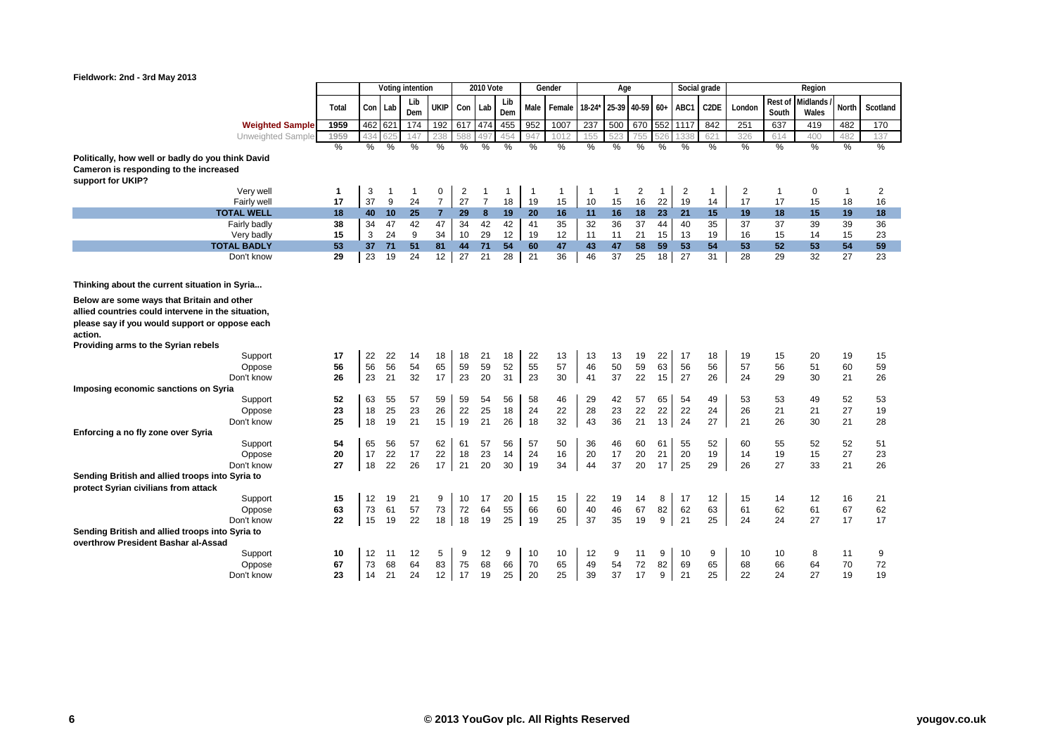Fieldwork: 2nd - 3rd May 2013

| | Total | Voting intention | | | | 2010 Vote | | | Gender | | Age | | | | Social grade | | Region | | | | |
|---|---|---|---|---|---|---|---|---|---|---|---|---|---|---|---|---|---|---|---|---|---|
| | | Con | Lab | Lib Dem | UKIP | Con | Lab | Lib Dem | Male | Female | 18-24* | 25-39 | 40-59 | 60+ | ABC1 | C2DE | London | Rest of South | Midlands / Wales | North | Scotland |
| **Weighted Sample** | 1959 | 462 | 621 | 174 | 192 | 617 | 474 | 455 | 952 | 1007 | 237 | 500 | 670 | 552 | 1117 | 842 | 251 | 637 | 419 | 482 | 170 |
| Unweighted Sample | 1959 | 434 | 625 | 147 | 238 | 588 | 497 | 454 | 947 | 1012 | 155 | 523 | 755 | 526 | 1338 | 621 | 326 | 614 | 400 | 482 | 137 |
| | % | % | % | % | % | % | % | % | % | % | % | % | % | % | % | % | % | % | % | % | % |
| **Politically, how well or badly do you think David Cameron is responding to the increased support for UKIP?** | | | | | | | | | | | | | | | | | | | | | |
| Very well | 1 | 3 | 1 | 1 | 0 | 2 | 1 | 1 | 1 | 1 | 1 | 1 | 2 | 1 | 2 | 1 | 2 | 1 | 0 | 1 | 2 |
| Fairly well | 17 | 37 | 9 | 24 | 7 | 27 | 7 | 18 | 19 | 15 | 10 | 15 | 16 | 22 | 19 | 14 | 17 | 17 | 15 | 18 | 16 |
| **TOTAL WELL** | 18 | 40 | 10 | 25 | 7 | 29 | 8 | 19 | 20 | 16 | 11 | 16 | 18 | 23 | 21 | 15 | 19 | 18 | 15 | 19 | 18 |
| Fairly badly | 38 | 34 | 47 | 42 | 47 | 34 | 42 | 42 | 41 | 35 | 32 | 36 | 37 | 44 | 40 | 35 | 37 | 37 | 39 | 39 | 36 |
| Very badly | 15 | 3 | 24 | 9 | 34 | 10 | 29 | 12 | 19 | 12 | 11 | 11 | 21 | 15 | 13 | 19 | 16 | 15 | 14 | 15 | 23 |
| **TOTAL BADLY** | 53 | 37 | 71 | 51 | 81 | 44 | 71 | 54 | 60 | 47 | 43 | 47 | 58 | 59 | 53 | 54 | 53 | 52 | 53 | 54 | 59 |
| Don't know | 29 | 23 | 19 | 24 | 12 | 27 | 21 | 28 | 21 | 36 | 46 | 37 | 25 | 18 | 27 | 31 | 28 | 29 | 32 | 27 | 23 |
| **Thinking about the current situation in Syria... Below are some ways that Britain and other allied countries could intervene in the situation, please say if you would support or oppose each action.** | | | | | | | | | | | | | | | | | | | | | |
| **Providing arms to the Syrian rebels** | | | | | | | | | | | | | | | | | | | | | |
| Support | 17 | 22 | 22 | 14 | 18 | 18 | 21 | 18 | 22 | 13 | 13 | 13 | 19 | 22 | 17 | 18 | 19 | 15 | 20 | 19 | 15 |
| Oppose | 56 | 56 | 56 | 54 | 65 | 59 | 59 | 52 | 55 | 57 | 46 | 50 | 59 | 63 | 56 | 56 | 57 | 56 | 51 | 60 | 59 |
| Don't know | 26 | 23 | 21 | 32 | 17 | 23 | 20 | 31 | 23 | 30 | 41 | 37 | 22 | 15 | 27 | 26 | 24 | 29 | 30 | 21 | 26 |
| **Imposing economic sanctions on Syria** | | | | | | | | | | | | | | | | | | | | | |
| Support | 52 | 63 | 55 | 57 | 59 | 59 | 54 | 56 | 58 | 46 | 29 | 42 | 57 | 65 | 54 | 49 | 53 | 53 | 49 | 52 | 53 |
| Oppose | 23 | 18 | 25 | 23 | 26 | 22 | 25 | 18 | 24 | 22 | 28 | 23 | 22 | 22 | 22 | 24 | 26 | 21 | 21 | 27 | 19 |
| Don't know | 25 | 18 | 19 | 21 | 15 | 19 | 21 | 26 | 18 | 32 | 43 | 36 | 21 | 13 | 24 | 27 | 21 | 26 | 30 | 21 | 28 |
| **Enforcing a no fly zone over Syria** | | | | | | | | | | | | | | | | | | | | | |
| Support | 54 | 65 | 56 | 57 | 62 | 61 | 57 | 56 | 57 | 50 | 36 | 46 | 60 | 61 | 55 | 52 | 60 | 55 | 52 | 52 | 51 |
| Oppose | 20 | 17 | 22 | 17 | 22 | 18 | 23 | 14 | 24 | 16 | 20 | 17 | 20 | 21 | 20 | 19 | 14 | 19 | 15 | 27 | 23 |
| Don't know | 27 | 18 | 22 | 26 | 17 | 21 | 20 | 30 | 19 | 34 | 44 | 37 | 20 | 17 | 25 | 29 | 26 | 27 | 33 | 21 | 26 |
| **Sending British and allied troops into Syria to protect Syrian civilians from attack** | | | | | | | | | | | | | | | | | | | | | |
| Support | 15 | 12 | 19 | 21 | 9 | 10 | 17 | 20 | 15 | 15 | 22 | 19 | 14 | 8 | 17 | 12 | 15 | 14 | 12 | 16 | 21 |
| Oppose | 63 | 73 | 61 | 57 | 73 | 72 | 64 | 55 | 66 | 60 | 40 | 46 | 67 | 82 | 62 | 63 | 61 | 62 | 61 | 67 | 62 |
| Don't know | 22 | 15 | 19 | 22 | 18 | 18 | 19 | 25 | 19 | 25 | 37 | 35 | 19 | 9 | 21 | 25 | 24 | 24 | 27 | 17 | 17 |
| **Sending British and allied troops into Syria to overthrow President Bashar al-Assad** | | | | | | | | | | | | | | | | | | | | | |
| Support | 10 | 12 | 11 | 12 | 5 | 9 | 12 | 9 | 10 | 10 | 12 | 9 | 11 | 9 | 10 | 9 | 10 | 10 | 8 | 11 | 9 |
| Oppose | 67 | 73 | 68 | 64 | 83 | 75 | 68 | 66 | 70 | 65 | 49 | 54 | 72 | 82 | 69 | 65 | 68 | 66 | 64 | 70 | 72 |
| Don't know | 23 | 14 | 21 | 24 | 12 | 17 | 19 | 25 | 20 | 25 | 39 | 37 | 17 | 9 | 21 | 25 | 22 | 24 | 27 | 19 | 19 |

© 2013 YouGov plc. All Rights Reserved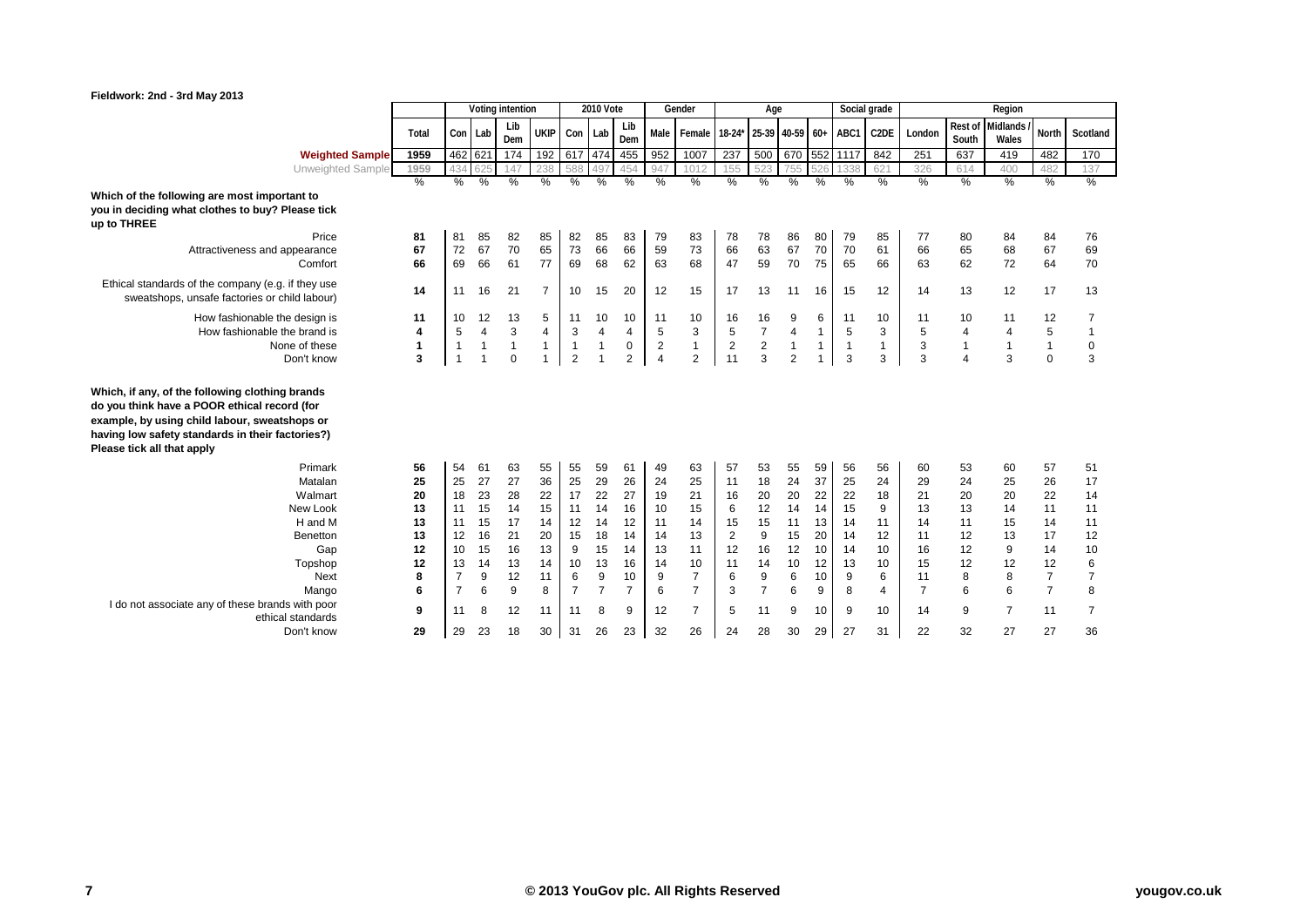Fieldwork: 2nd - 3rd May 2013

| | Total | Voting intention | | | | 2010 Vote | | | Gender | | Age | | | | Social grade | | Region | | | | |
|---|---|---|---|---|---|---|---|---|---|---|---|---|---|---|---|---|---|---|---|---|---|
| | | Con | Lab | Lib Dem | UKIP | Con | Lab | Lib Dem | Male | Female | 18-24* | 25-39 | 40-59 | 60+ | ABC1 | C2DE | London | Rest of South | Midlands / Wales | North | Scotland |
| **Weighted Sample** | 1959 | 462 | 621 | 174 | 192 | 617 | 474 | 455 | 952 | 1007 | 237 | 500 | 670 | 552 | 1117 | 842 | 251 | 637 | 419 | 482 | 170 |
| Unweighted Sample | 1959 | 434 | 625 | 147 | 238 | 588 | 497 | 454 | 947 | 1012 | 155 | 523 | 755 | 526 | 1338 | 621 | 326 | 614 | 400 | 482 | 137 |
| | % | % | % | % | % | % | % | % | % | % | % | % | % | % | % | % | % | % | % | % | % |
| **Which of the following are most important to you in deciding what clothes to buy? Please tick up to THREE** | | | | | | | | | | | | | | | | | | | | | |
| Price | 81 | 81 | 85 | 82 | 85 | 82 | 85 | 83 | 79 | 83 | 78 | 78 | 86 | 80 | 79 | 85 | 77 | 80 | 84 | 84 | 76 |
| Attractiveness and appearance | 67 | 72 | 67 | 70 | 65 | 73 | 66 | 66 | 59 | 73 | 66 | 63 | 67 | 70 | 70 | 61 | 66 | 65 | 68 | 67 | 69 |
| Comfort | 66 | 69 | 66 | 61 | 77 | 69 | 68 | 62 | 63 | 68 | 47 | 59 | 70 | 75 | 65 | 66 | 63 | 62 | 72 | 64 | 70 |
| Ethical standards of the company (e.g. if they use sweatshops, unsafe factories or child labour) | 14 | 11 | 16 | 21 | 7 | 10 | 15 | 20 | 12 | 15 | 17 | 13 | 11 | 16 | 15 | 12 | 14 | 13 | 12 | 17 | 13 |
| How fashionable the design is | 11 | 10 | 12 | 13 | 5 | 11 | 10 | 10 | 11 | 10 | 16 | 16 | 9 | 6 | 11 | 10 | 11 | 10 | 11 | 12 | 7 |
| How fashionable the brand is | 4 | 5 | 4 | 3 | 4 | 3 | 4 | 4 | 5 | 3 | 5 | 7 | 4 | 1 | 5 | 3 | 5 | 4 | 4 | 5 | 1 |
| None of these | 1 | 1 | 1 | 1 | 1 | 1 | 1 | 0 | 2 | 1 | 2 | 2 | 1 | 1 | 1 | 1 | 3 | 1 | 1 | 1 | 0 |
| Don't know | 3 | 1 | 1 | 0 | 1 | 2 | 1 | 2 | 4 | 2 | 11 | 3 | 2 | 1 | 3 | 3 | 3 | 4 | 3 | 0 | 3 |
| **Which, if any, of the following clothing brands do you think have a POOR ethical record (for example, by using child labour, sweatshops or having low safety standards in their factories?) Please tick all that apply** | | | | | | | | | | | | | | | | | | | | | |
| Primark | 56 | 54 | 61 | 63 | 55 | 55 | 59 | 61 | 49 | 63 | 57 | 53 | 55 | 59 | 56 | 56 | 60 | 53 | 60 | 57 | 51 |
| Matalan | 25 | 25 | 27 | 27 | 36 | 25 | 29 | 26 | 24 | 25 | 11 | 18 | 24 | 37 | 25 | 24 | 29 | 24 | 25 | 26 | 17 |
| Walmart | 20 | 18 | 23 | 28 | 22 | 17 | 22 | 27 | 19 | 21 | 16 | 20 | 20 | 22 | 22 | 18 | 21 | 20 | 20 | 22 | 14 |
| New Look | 13 | 11 | 15 | 14 | 15 | 11 | 14 | 16 | 10 | 15 | 6 | 12 | 14 | 14 | 15 | 9 | 13 | 13 | 14 | 11 | 11 |
| H and M | 13 | 11 | 15 | 17 | 14 | 12 | 14 | 12 | 11 | 14 | 15 | 15 | 11 | 13 | 14 | 11 | 14 | 11 | 15 | 14 | 11 |
| Benetton | 13 | 12 | 16 | 21 | 20 | 15 | 18 | 14 | 14 | 13 | 2 | 9 | 15 | 20 | 14 | 12 | 11 | 12 | 13 | 17 | 12 |
| Gap | 12 | 10 | 15 | 16 | 13 | 9 | 15 | 14 | 13 | 11 | 12 | 16 | 12 | 10 | 14 | 10 | 16 | 12 | 9 | 14 | 10 |
| Topshop | 12 | 13 | 14 | 13 | 14 | 10 | 13 | 16 | 14 | 10 | 11 | 14 | 10 | 12 | 13 | 10 | 15 | 12 | 12 | 12 | 6 |
| Next | 8 | 7 | 9 | 12 | 11 | 6 | 9 | 10 | 9 | 7 | 6 | 9 | 6 | 10 | 9 | 6 | 11 | 8 | 8 | 7 | 7 |
| Mango | 6 | 7 | 6 | 9 | 8 | 7 | 7 | 7 | 6 | 7 | 3 | 7 | 6 | 9 | 8 | 4 | 7 | 6 | 6 | 7 | 8 |
| I do not associate any of these brands with poor ethical standards | 9 | 11 | 8 | 12 | 11 | 11 | 8 | 9 | 12 | 7 | 5 | 11 | 9 | 10 | 9 | 10 | 14 | 9 | 7 | 11 | 7 |
| Don't know | 29 | 29 | 23 | 18 | 30 | 31 | 26 | 23 | 32 | 26 | 24 | 28 | 30 | 29 | 27 | 31 | 22 | 32 | 27 | 27 | 36 |

© 2013 YouGov plc. All Rights Reserved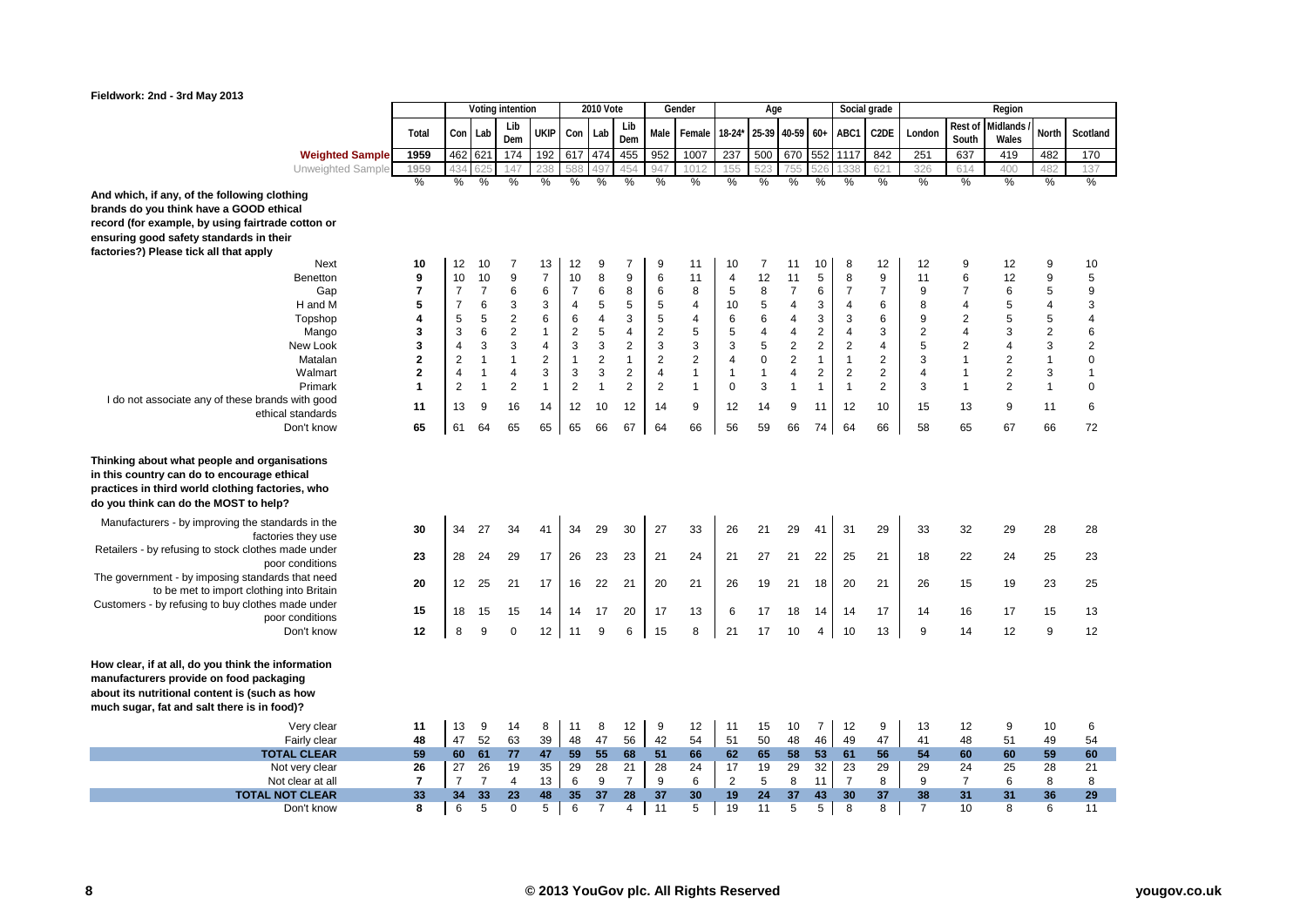Fieldwork: 2nd - 3rd May 2013

| | Total | Voting intention | | | | 2010 Vote | | | Gender | | Age | | | | Social grade | | Region | | | | |
|---|---|---|---|---|---|---|---|---|---|---|---|---|---|---|---|---|---|---|---|---|---|
| | | Con | Lab | Lib Dem | UKIP | Con | Lab | Lib Dem | Male | Female | 18-24* | 25-39 | 40-59 | 60+ | ABC1 | C2DE | London | Rest of South | Midlands / Wales | North | Scotland |
| **Weighted Sample** | 1959 | 462 | 621 | 174 | 192 | 617 | 474 | 455 | 952 | 1007 | 237 | 500 | 670 | 552 | 1117 | 842 | 251 | 637 | 419 | 482 | 170 |
| Unweighted Sample | 1959 | 434 | 625 | 147 | 238 | 588 | 497 | 454 | 947 | 1012 | 155 | 523 | 755 | 526 | 1338 | 621 | 326 | 614 | 400 | 482 | 137 |
| | % | % | % | % | % | % | % | % | % | % | % | % | % | % | % | % | % | % | % | % | % |
| **And which, if any, of the following clothing brands do you think have a GOOD ethical record (for example, by using fairtrade cotton or ensuring good safety standards in their factories?) Please tick all that apply** | | | | | | | | | | | | | | | | | | | | | |
| Next | 10 | 12 | 10 | 7 | 13 | 12 | 9 | 7 | 9 | 11 | 10 | 7 | 11 | 10 | 8 | 12 | 12 | 9 | 12 | 9 | 10 |
| Benetton | 9 | 10 | 10 | 9 | 7 | 10 | 8 | 9 | 6 | 11 | 4 | 12 | 11 | 5 | 8 | 9 | 11 | 6 | 12 | 9 | 5 |
| Gap | 7 | 7 | 7 | 6 | 6 | 7 | 6 | 8 | 6 | 8 | 5 | 8 | 7 | 6 | 7 | 7 | 9 | 7 | 6 | 5 | 9 |
| H and M | 5 | 7 | 6 | 3 | 3 | 4 | 5 | 5 | 5 | 4 | 10 | 5 | 4 | 3 | 4 | 6 | 8 | 4 | 5 | 4 | 3 |
| Topshop | 4 | 5 | 5 | 2 | 6 | 6 | 4 | 3 | 5 | 4 | 6 | 6 | 4 | 3 | 3 | 6 | 9 | 2 | 5 | 5 | 4 |
| Mango | 3 | 3 | 6 | 2 | 1 | 2 | 5 | 4 | 2 | 5 | 5 | 4 | 4 | 2 | 4 | 3 | 2 | 4 | 3 | 2 | 6 |
| New Look | 3 | 4 | 3 | 3 | 4 | 3 | 3 | 2 | 3 | 3 | 3 | 5 | 2 | 2 | 2 | 4 | 5 | 2 | 4 | 3 | 2 |
| Matalan | 2 | 2 | 1 | 1 | 2 | 1 | 2 | 1 | 2 | 2 | 4 | 0 | 2 | 1 | 1 | 2 | 3 | 1 | 2 | 1 | 0 |
| Walmart | 2 | 4 | 1 | 4 | 3 | 3 | 3 | 2 | 4 | 1 | 1 | 1 | 4 | 2 | 2 | 2 | 4 | 1 | 2 | 3 | 1 |
| Primark | 1 | 2 | 1 | 2 | 1 | 2 | 1 | 2 | 2 | 1 | 0 | 3 | 1 | 1 | 1 | 2 | 3 | 1 | 2 | 1 | 0 |
| I do not associate any of these brands with good ethical standards | 11 | 13 | 9 | 16 | 14 | 12 | 10 | 12 | 14 | 9 | 12 | 14 | 9 | 11 | 12 | 10 | 15 | 13 | 9 | 11 | 6 |
| Don't know | 65 | 61 | 64 | 65 | 65 | 65 | 66 | 67 | 64 | 66 | 56 | 59 | 66 | 74 | 64 | 66 | 58 | 65 | 67 | 66 | 72 |
| **Thinking about what people and organisations in this country can do to encourage ethical practices in third world clothing factories, who do you think can do the MOST to help?** | | | | | | | | | | | | | | | | | | | | | |
| Manufacturers - by improving the standards in the factories they use | 30 | 34 | 27 | 34 | 41 | 34 | 29 | 30 | 27 | 33 | 26 | 21 | 29 | 41 | 31 | 29 | 33 | 32 | 29 | 28 | 28 |
| Retailers - by refusing to stock clothes made under poor conditions | 23 | 28 | 24 | 29 | 17 | 26 | 23 | 23 | 21 | 24 | 21 | 27 | 21 | 22 | 25 | 21 | 18 | 22 | 24 | 25 | 23 |
| The government - by imposing standards that need to be met to import clothing into Britain | 20 | 12 | 25 | 21 | 17 | 16 | 22 | 21 | 20 | 21 | 26 | 19 | 21 | 18 | 20 | 21 | 26 | 15 | 19 | 23 | 25 |
| Customers - by refusing to buy clothes made under poor conditions | 15 | 18 | 15 | 15 | 14 | 14 | 17 | 20 | 17 | 13 | 6 | 17 | 18 | 14 | 14 | 17 | 14 | 16 | 17 | 15 | 13 |
| Don't know | 12 | 8 | 9 | 0 | 12 | 11 | 9 | 6 | 15 | 8 | 21 | 17 | 10 | 4 | 10 | 13 | 9 | 14 | 12 | 9 | 12 |
| **How clear, if at all, do you think the information manufacturers provide on food packaging about its nutritional content is (such as how much sugar, fat and salt there is in food)?** | | | | | | | | | | | | | | | | | | | | | |
| Very clear | 11 | 13 | 9 | 14 | 8 | 11 | 8 | 12 | 9 | 12 | 11 | 15 | 10 | 7 | 12 | 9 | 13 | 12 | 9 | 10 | 6 |
| Fairly clear | 48 | 47 | 52 | 63 | 39 | 48 | 47 | 56 | 42 | 54 | 51 | 50 | 48 | 46 | 49 | 47 | 41 | 48 | 51 | 49 | 54 |
| **TOTAL CLEAR** | **59** | **60** | **61** | **77** | **47** | **59** | **55** | **68** | **51** | **66** | **62** | **65** | **58** | **53** | **61** | **56** | **54** | **60** | **60** | **59** | **60** |
| Not very clear | 26 | 27 | 26 | 19 | 35 | 29 | 28 | 21 | 28 | 24 | 17 | 19 | 29 | 32 | 23 | 29 | 29 | 24 | 25 | 28 | 21 |
| Not clear at all | 7 | 7 | 7 | 4 | 13 | 6 | 9 | 7 | 9 | 6 | 2 | 5 | 8 | 11 | 7 | 8 | 9 | 7 | 6 | 8 | 8 |
| **TOTAL NOT CLEAR** | **33** | **34** | **33** | **23** | **48** | **35** | **37** | **28** | **37** | **30** | **19** | **24** | **37** | **43** | **30** | **37** | **38** | **31** | **31** | **36** | **29** |
| Don't know | 8 | 6 | 5 | 0 | 5 | 6 | 7 | 4 | 11 | 5 | 19 | 11 | 5 | 5 | 8 | 8 | 7 | 10 | 8 | 6 | 11 |

© 2013 YouGov plc. All Rights Reserved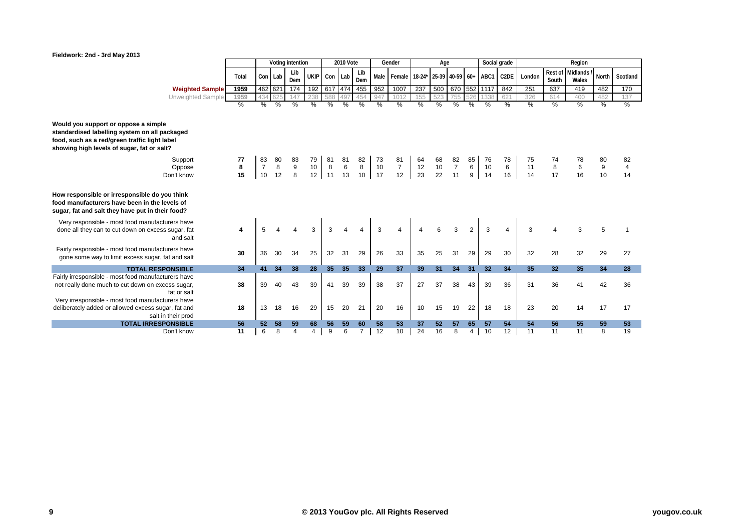**Fieldwork: 2nd - 3rd May 2013**

| | Total | Voting intention | | | | 2010 Vote | | | Gender | | Age | | | | Social grade | | Region | | | | |
|---|---|---|---|---|---|---|---|---|---|---|---|---|---|---|---|---|---|---|---|---|---|
| | | Con | Lab | Lib Dem | UKIP | Con | Lab | Lib Dem | Male | Female | 18-24* | 25-39 | 40-59 | 60+ | ABC1 | C2DE | London | Rest of South | Midlands / Wales | North | Scotland |
| **Weighted Sample** | 1959 | 462 | 621 | 174 | 192 | 617 | 474 | 455 | 952 | 1007 | 237 | 500 | 670 | 552 | 1117 | 842 | 251 | 637 | 419 | 482 | 170 |
| Unweighted Sample | 1959 | 434 | 625 | 147 | 238 | 588 | 497 | 454 | 947 | 1012 | 155 | 523 | 755 | 526 | 1338 | 621 | 326 | 614 | 400 | 482 | 137 |
| | % | % | % | % | % | % | % | % | % | % | % | % | % | % | % | % | % | % | % | % | % |
| **Would you support or oppose a simple standardised labelling system on all packaged food, such as a red/green traffic light label showing high levels of sugar, fat or salt?** | | | | | | | | | | | | | | | | | | | | | |
| Support | 77 | 83 | 80 | 83 | 79 | 81 | 81 | 82 | 73 | 81 | 64 | 68 | 82 | 85 | 76 | 78 | 75 | 74 | 78 | 80 | 82 |
| Oppose | 8 | 7 | 8 | 9 | 10 | 8 | 6 | 8 | 10 | 7 | 12 | 10 | 7 | 6 | 10 | 6 | 11 | 8 | 6 | 9 | 4 |
| Don't know | 15 | 10 | 12 | 8 | 12 | 11 | 13 | 10 | 17 | 12 | 23 | 22 | 11 | 9 | 14 | 16 | 14 | 17 | 16 | 10 | 14 |
| **How responsible or irresponsible do you think food manufacturers have been in the levels of sugar, fat and salt they have put in their food?** | | | | | | | | | | | | | | | | | | | | | |
| Very responsible - most food manufacturers have done all they can to cut down on excess sugar, fat and salt | 4 | 5 | 4 | 4 | 3 | 3 | 4 | 4 | 3 | 4 | 4 | 6 | 3 | 2 | 3 | 4 | 3 | 4 | 3 | 5 | 1 |
| Fairly responsible - most food manufacturers have gone some way to limit excess sugar, fat and salt | 30 | 36 | 30 | 34 | 25 | 32 | 31 | 29 | 26 | 33 | 35 | 25 | 31 | 29 | 29 | 30 | 32 | 28 | 32 | 29 | 27 |
| **TOTAL RESPONSIBLE** | **34** | **41** | **34** | **38** | **28** | **35** | **35** | **33** | **29** | **37** | **39** | **31** | **34** | **31** | **32** | **34** | **35** | **32** | **35** | **34** | **28** |
| Fairly irresponsible - most food manufacturers have not really done much to cut down on excess sugar, fat or salt | 38 | 39 | 40 | 43 | 39 | 41 | 39 | 39 | 38 | 37 | 27 | 37 | 38 | 43 | 39 | 36 | 31 | 36 | 41 | 42 | 36 |
| Very irresponsible - most food manufacturers have deliberately added or allowed excess sugar, fat and salt in their prod | 18 | 13 | 18 | 16 | 29 | 15 | 20 | 21 | 20 | 16 | 10 | 15 | 19 | 22 | 18 | 18 | 23 | 20 | 14 | 17 | 17 |
| **TOTAL IRRESPONSIBLE** | **56** | **52** | **58** | **59** | **68** | **56** | **59** | **60** | **58** | **53** | **37** | **52** | **57** | **65** | **57** | **54** | **54** | **56** | **55** | **59** | **53** |
| Don't know | 11 | 6 | 8 | 4 | 4 | 9 | 6 | 7 | 12 | 10 | 24 | 16 | 8 | 4 | 10 | 12 | 11 | 11 | 11 | 8 | 19 |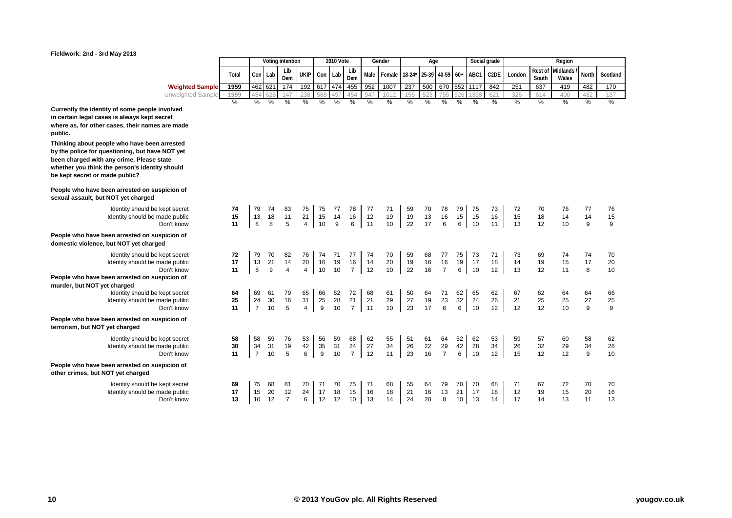**Fieldwork: 2nd - 3rd May 2013**

| | Total | Voting intention | | | | 2010 Vote | | | Gender | | Age | | | | Social grade | | Region | | | | |
|---|---|---|---|---|---|---|---|---|---|---|---|---|---|---|---|---|---|---|---|---|---|
| | | Con | Lab | Lib Dem | UKIP | Con | Lab | Lib Dem | Male | Female | 18-24* | 25-39 | 40-59 | 60+ | ABC1 | C2DE | London | Rest of South | Midlands / Wales | North | Scotland |
| **Weighted Sample** | 1959 | 462 | 621 | 174 | 192 | 617 | 474 | 455 | 952 | 1007 | 237 | 500 | 670 | 552 | 1117 | 842 | 251 | 637 | 419 | 482 | 170 |
| Unweighted Sample | 1959 | 434 | 625 | 147 | 238 | 588 | 497 | 454 | 947 | 1012 | 155 | 523 | 755 | 526 | 1338 | 621 | 326 | 614 | 400 | 482 | 137 |
| | % | % | % | % | % | % | % | % | % | % | % | % | % | % | % | % | % | % | % | % | % |
| **Currently the identity of some people involved in certain legal cases is always kept secret where as, for other cases, their names are made public.** | | | | | | | | | | | | | | | | | | | | | |
| **Thinking about people who have been arrested by the police for questioning, but have NOT yet been charged with any crime. Please state whether you think the person's identity should be kept secret or made public?** | | | | | | | | | | | | | | | | | | | | | |
| **People who have been arrested on suspicion of sexual assault, but NOT yet charged** | | | | | | | | | | | | | | | | | | | | | |
| Identity should be kept secret | **74** | 79 | 74 | 83 | 75 | 75 | 77 | 78 | 77 | 71 | 59 | 70 | 78 | 79 | 75 | 73 | 72 | 70 | 76 | 77 | 76 |
| Identity should be made public | **15** | 13 | 18 | 11 | 21 | 15 | 14 | 16 | 12 | 19 | 19 | 13 | 16 | 15 | 15 | 16 | 15 | 18 | 14 | 14 | 15 |
| Don't know | **11** | 8 | 8 | 5 | 4 | 10 | 9 | 6 | 11 | 10 | 22 | 17 | 6 | 6 | 10 | 11 | 13 | 12 | 10 | 9 | 9 |
| **People who have been arrested on suspicion of domestic violence, but NOT yet charged** | | | | | | | | | | | | | | | | | | | | | |
| Identity should be kept secret | **72** | 79 | 70 | 82 | 76 | 74 | 71 | 77 | 74 | 70 | 59 | 68 | 77 | 75 | 73 | 71 | 73 | 69 | 74 | 74 | 70 |
| Identity should be made public | **17** | 13 | 21 | 14 | 20 | 16 | 19 | 16 | 14 | 20 | 19 | 16 | 16 | 19 | 17 | 18 | 14 | 19 | 15 | 17 | 20 |
| Don't know | **11** | 8 | 9 | 4 | 4 | 10 | 10 | 7 | 12 | 10 | 22 | 16 | 7 | 6 | 10 | 12 | 13 | 12 | 11 | 8 | 10 |
| **People who have been arrested on suspicion of murder, but NOT yet charged** | | | | | | | | | | | | | | | | | | | | | |
| Identity should be kept secret | **64** | 69 | 61 | 79 | 65 | 66 | 62 | 72 | 68 | 61 | 50 | 64 | 71 | 62 | 65 | 62 | 67 | 62 | 64 | 64 | 66 |
| Identity should be made public | **25** | 24 | 30 | 16 | 31 | 25 | 28 | 21 | 21 | 29 | 27 | 19 | 23 | 32 | 24 | 26 | 21 | 25 | 25 | 27 | 25 |
| Don't know | **11** | 7 | 10 | 5 | 4 | 9 | 10 | 7 | 11 | 10 | 23 | 17 | 6 | 6 | 10 | 12 | 12 | 12 | 10 | 9 | 9 |
| **People who have been arrested on suspicion of terrorism, but NOT yet charged** | | | | | | | | | | | | | | | | | | | | | |
| Identity should be kept secret | **58** | 58 | 59 | 76 | 53 | 56 | 59 | 68 | 62 | 55 | 51 | 61 | 64 | 52 | 62 | 53 | 59 | 57 | 60 | 58 | 62 |
| Identity should be made public | **30** | 34 | 31 | 19 | 42 | 35 | 31 | 24 | 27 | 34 | 26 | 22 | 29 | 42 | 28 | 34 | 26 | 32 | 29 | 34 | 28 |
| Don't know | **11** | 7 | 10 | 5 | 6 | 9 | 10 | 7 | 12 | 11 | 23 | 16 | 7 | 6 | 10 | 12 | 15 | 12 | 12 | 9 | 10 |
| **People who have been arrested on suspicion of other crimes, but NOT yet charged** | | | | | | | | | | | | | | | | | | | | | |
| Identity should be kept secret | **69** | 75 | 68 | 81 | 70 | 71 | 70 | 75 | 71 | 68 | 55 | 64 | 79 | 70 | 70 | 68 | 71 | 67 | 72 | 70 | 70 |
| Identity should be made public | **17** | 15 | 20 | 12 | 24 | 17 | 18 | 15 | 16 | 18 | 21 | 16 | 13 | 21 | 17 | 18 | 12 | 19 | 15 | 20 | 16 |
| Don't know | **13** | 10 | 12 | 7 | 6 | 12 | 12 | 10 | 13 | 14 | 24 | 20 | 8 | 10 | 13 | 14 | 17 | 14 | 13 | 11 | 13 |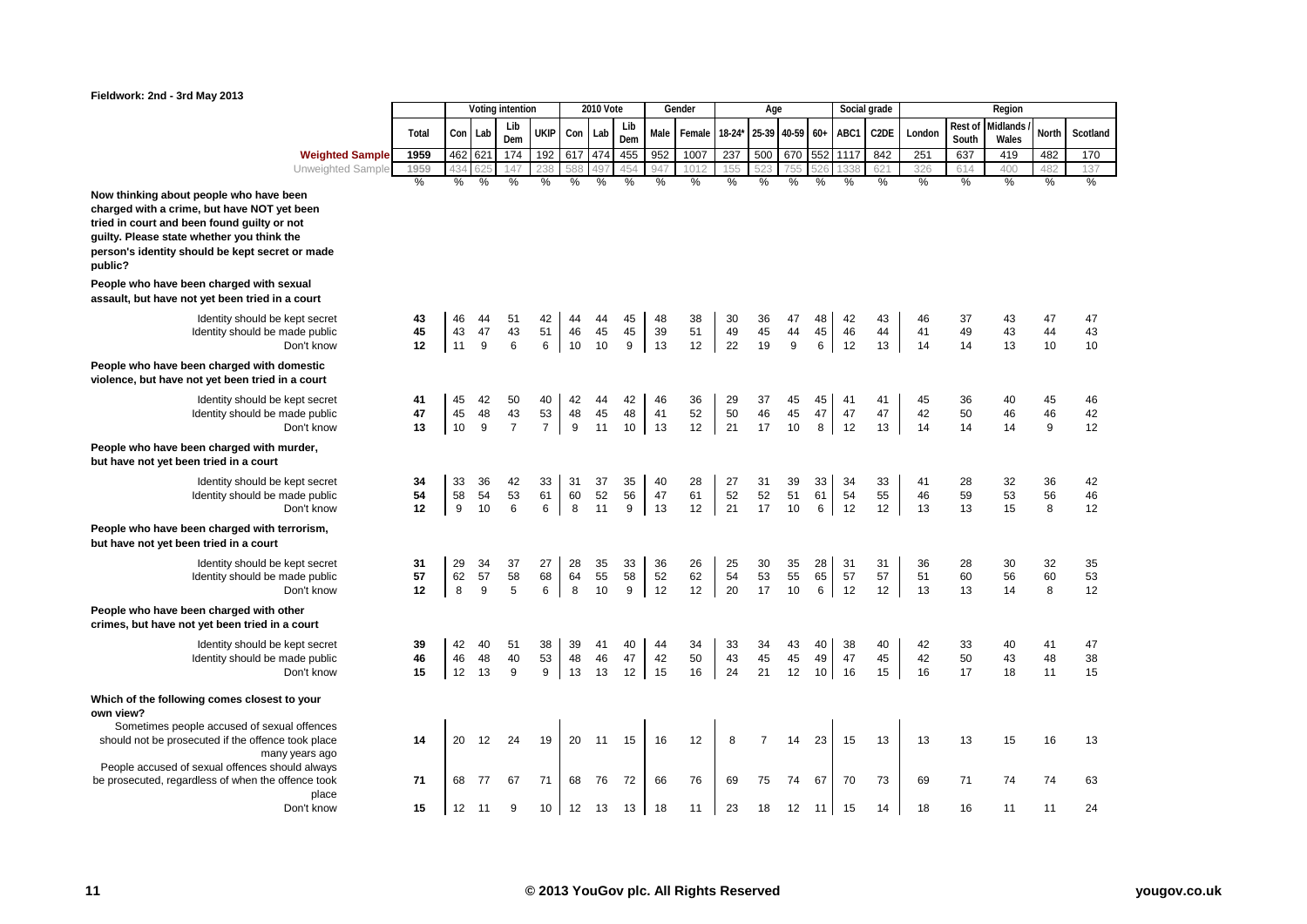**Fieldwork: 2nd - 3rd May 2013**

| | Total | Voting intention | | | | 2010 Vote | | | Gender | | Age | | | | Social grade | | Region | | | | |
|---|---|---|---|---|---|---|---|---|---|---|---|---|---|---|---|---|---|---|---|---|---|
| | | Con | Lab | Lib Dem | UKIP | Con | Lab | Lib Dem | Male | Female | 18-24* | 25-39 | 40-59 | 60+ | ABC1 | C2DE | London | Rest of South | Midlands / Wales | North | Scotland |
| **Weighted Sample** | 1959 | 462 | 621 | 174 | 192 | 617 | 474 | 455 | 952 | 1007 | 237 | 500 | 670 | 552 | 1117 | 842 | 251 | 637 | 419 | 482 | 170 |
| Unweighted Sample | 1959 | 434 | 625 | 147 | 238 | 588 | 497 | 454 | 947 | 1012 | 155 | 523 | 755 | 526 | 1338 | 621 | 326 | 614 | 400 | 482 | 137 |
| | % | % | % | % | % | % | % | % | % | % | % | % | % | % | % | % | % | % | % | % | % |
| **Now thinking about people who have been charged with a crime, but have NOT yet been tried in court and been found guilty or not guilty. Please state whether you think the person's identity should be kept secret or made public?** | | | | | | | | | | | | | | | | | | | | | |
| **People who have been charged with sexual assault, but have not yet been tried in a court** | | | | | | | | | | | | | | | | | | | | | |
| Identity should be kept secret | **43** | 46 | 44 | 51 | 42 | 44 | 44 | 45 | 48 | 38 | 30 | 36 | 47 | 48 | 42 | 43 | 46 | 37 | 43 | 47 | 47 |
| Identity should be made public | **45** | 43 | 47 | 43 | 51 | 46 | 45 | 45 | 39 | 51 | 49 | 45 | 44 | 45 | 46 | 44 | 41 | 49 | 43 | 44 | 43 |
| Don't know | **12** | 11 | 9 | 6 | 6 | 10 | 10 | 9 | 13 | 12 | 22 | 19 | 9 | 6 | 12 | 13 | 14 | 14 | 13 | 10 | 10 |
| **People who have been charged with domestic violence, but have not yet been tried in a court** | | | | | | | | | | | | | | | | | | | | | |
| Identity should be kept secret | **41** | 45 | 42 | 50 | 40 | 42 | 44 | 42 | 46 | 36 | 29 | 37 | 45 | 45 | 41 | 41 | 45 | 36 | 40 | 45 | 46 |
| Identity should be made public | **47** | 45 | 48 | 43 | 53 | 48 | 45 | 48 | 41 | 52 | 50 | 46 | 45 | 47 | 47 | 47 | 42 | 50 | 46 | 46 | 42 |
| Don't know | **13** | 10 | 9 | 7 | 7 | 9 | 11 | 10 | 13 | 12 | 21 | 17 | 10 | 8 | 12 | 13 | 14 | 14 | 14 | 9 | 12 |
| **People who have been charged with murder, but have not yet been tried in a court** | | | | | | | | | | | | | | | | | | | | | |
| Identity should be kept secret | **34** | 33 | 36 | 42 | 33 | 31 | 37 | 35 | 40 | 28 | 27 | 31 | 39 | 33 | 34 | 33 | 41 | 28 | 32 | 36 | 42 |
| Identity should be made public | **54** | 58 | 54 | 53 | 61 | 60 | 52 | 56 | 47 | 61 | 52 | 52 | 51 | 61 | 54 | 55 | 46 | 59 | 53 | 56 | 46 |
| Don't know | **12** | 9 | 10 | 6 | 6 | 8 | 11 | 9 | 13 | 12 | 21 | 17 | 10 | 6 | 12 | 12 | 13 | 13 | 15 | 8 | 12 |
| **People who have been charged with terrorism, but have not yet been tried in a court** | | | | | | | | | | | | | | | | | | | | | |
| Identity should be kept secret | **31** | 29 | 34 | 37 | 27 | 28 | 35 | 33 | 36 | 26 | 25 | 30 | 35 | 28 | 31 | 31 | 36 | 28 | 30 | 32 | 35 |
| Identity should be made public | **57** | 62 | 57 | 58 | 68 | 64 | 55 | 58 | 52 | 62 | 54 | 53 | 55 | 65 | 57 | 57 | 51 | 60 | 56 | 60 | 53 |
| Don't know | **12** | 8 | 9 | 5 | 6 | 8 | 10 | 9 | 12 | 12 | 20 | 17 | 10 | 6 | 12 | 12 | 13 | 13 | 14 | 8 | 12 |
| **People who have been charged with other crimes, but have not yet been tried in a court** | | | | | | | | | | | | | | | | | | | | | |
| Identity should be kept secret | **39** | 42 | 40 | 51 | 38 | 39 | 41 | 40 | 44 | 34 | 33 | 34 | 43 | 40 | 38 | 40 | 42 | 33 | 40 | 41 | 47 |
| Identity should be made public | **46** | 46 | 48 | 40 | 53 | 48 | 46 | 47 | 42 | 50 | 43 | 45 | 45 | 49 | 47 | 45 | 42 | 50 | 43 | 48 | 38 |
| Don't know | **15** | 12 | 13 | 9 | 9 | 13 | 13 | 12 | 15 | 16 | 24 | 21 | 12 | 10 | 16 | 15 | 16 | 17 | 18 | 11 | 15 |
| **Which of the following comes closest to your own view?** | | | | | | | | | | | | | | | | | | | | | |
| Sometimes people accused of sexual offences should not be prosecuted if the offence took place many years ago | **14** | 20 | 12 | 24 | 19 | 20 | 11 | 15 | 16 | 12 | 8 | 7 | 14 | 23 | 15 | 13 | 13 | 13 | 15 | 16 | 13 |
| People accused of sexual offences should always be prosecuted, regardless of when the offence took place | **71** | 68 | 77 | 67 | 71 | 68 | 76 | 72 | 66 | 76 | 69 | 75 | 74 | 67 | 70 | 73 | 69 | 71 | 74 | 74 | 63 |
| Don't know | **15** | 12 | 11 | 9 | 10 | 12 | 13 | 13 | 18 | 11 | 23 | 18 | 12 | 11 | 15 | 14 | 18 | 16 | 11 | 11 | 24 |

© 2013 YouGov plc. All Rights Reserved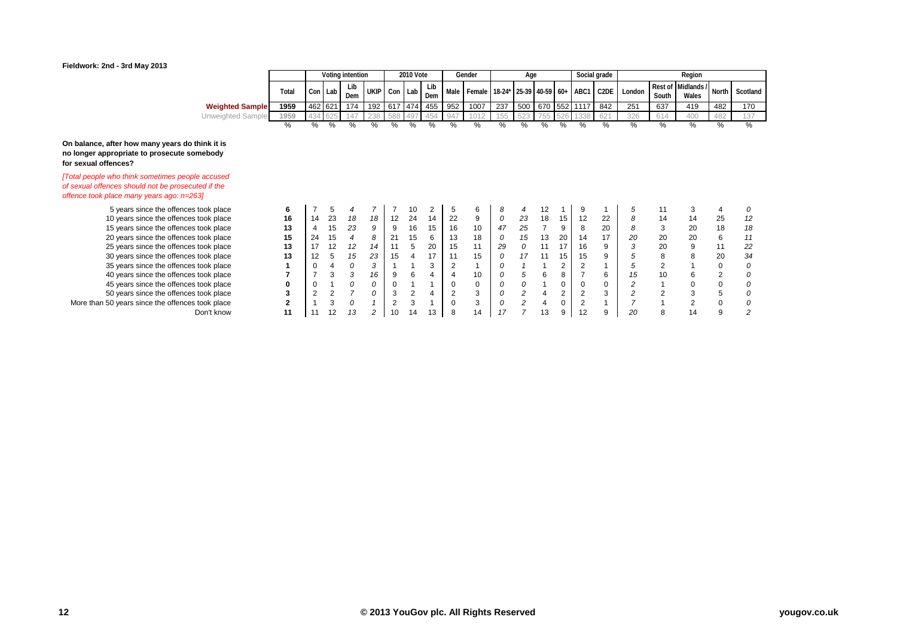Fieldwork: 2nd - 3rd May 2013

| | Total | Voting intention | | | | 2010 Vote | | | Gender | | Age | | | | Social grade | | Region | | | | |
|---|---|---|---|---|---|---|---|---|---|---|---|---|---|---|---|---|---|---|---|---|---|
| | | Con | Lab | Lib Dem | UKIP | Con | Lab | Lib Dem | Male | Female | 18-24* | 25-39 | 40-59 | 60+ | ABC1 | C2DE | London | Rest of South | Midlands / Wales | North | Scotland |
| **Weighted Sample** | **1959** | 462 | 621 | 174 | 192 | 617 | 474 | 455 | 952 | 1007 | 237 | 500 | 670 | 552 | 1117 | 842 | 251 | 637 | 419 | 482 | 170 |
| Unweighted Sample | 1959 | 434 | 625 | 147 | 238 | 588 | 497 | 454 | 947 | 1012 | 155 | 523 | 755 | 526 | 1338 | 621 | 326 | 614 | 400 | 482 | 137 |
| | % | % | % | % | % | % | % | % | % | % | % | % | % | % | % | % | % | % | % | % | % |
| **On balance, after how many years do think it is no longer appropriate to prosecute somebody for sexual offences?** | | | | | | | | | | | | | | | | | | | | | |
| *[Total people who think sometimes people accused of sexual offences should not be prosecuted if the offence took place many years ago: n=263]* | | | | | | | | | | | | | | | | | | | | | |
| 5 years since the offences took place | **6** | 7 | 5 | *4* | *7* | 7 | 10 | 2 | 5 | 6 | *8* | *4* | 12 | 1 | 9 | 1 | *5* | 11 | 3 | 4 | *0* |
| 10 years since the offences took place | **16** | 14 | 23 | *18* | *18* | 12 | 24 | 14 | 22 | 9 | *0* | 23 | 18 | 15 | 12 | 22 | *8* | 14 | 14 | 25 | *12* |
| 15 years since the offences took place | **13** | 4 | 15 | *23* | *9* | 9 | 16 | 15 | 16 | 10 | *47* | 25 | 7 | 9 | 8 | 20 | *8* | 3 | 20 | 18 | *18* |
| 20 years since the offences took place | **15** | 24 | 15 | *4* | *8* | 21 | 15 | 6 | 13 | 18 | *0* | 15 | 13 | 20 | 14 | 17 | *20* | 20 | 20 | 6 | *11* |
| 25 years since the offences took place | **13** | 17 | 12 | *12* | *14* | 11 | 5 | 20 | 15 | 11 | *29* | *0* | 11 | 17 | 16 | 9 | *3* | 20 | 9 | 11 | *22* |
| 30 years since the offences took place | **13** | 12 | 5 | *15* | *23* | 15 | 4 | 17 | 11 | 15 | *0* | *17* | 11 | 15 | 15 | 9 | *5* | 8 | 8 | 20 | *34* |
| 35 years since the offences took place | **1** | 0 | 4 | *0* | *3* | 1 | 1 | 3 | 2 | 1 | *0* | *1* | 1 | 2 | 2 | 1 | *5* | 2 | 1 | 0 | *0* |
| 40 years since the offences took place | **7** | 7 | 3 | *3* | *16* | 9 | 6 | 4 | 4 | 10 | *0* | *5* | 6 | 8 | 7 | 6 | *15* | 10 | 6 | 2 | *0* |
| 45 years since the offences took place | **0** | 0 | 1 | *0* | *0* | 0 | 1 | 1 | 0 | 0 | *0* | *0* | 1 | 0 | 0 | 0 | *2* | 1 | 0 | 0 | *0* |
| 50 years since the offences took place | **3** | 2 | 2 | *7* | *0* | 3 | 2 | 4 | 2 | 3 | *0* | *2* | 4 | 2 | 2 | 3 | *2* | 2 | 3 | 5 | *0* |
| More than 50 years since the offences took place | **2** | 1 | 3 | *0* | *1* | 2 | 3 | 1 | 0 | 3 | *0* | *2* | 4 | 0 | 2 | 1 | *7* | 1 | 2 | 0 | *0* |
| Don't know | **11** | 11 | 12 | *13* | *2* | 10 | 14 | 13 | 8 | 14 | *17* | *7* | 13 | 9 | 12 | 9 | *20* | 8 | 14 | 9 | *2* |

© 2013 YouGov plc. All Rights Reserved

yougov.co.uk